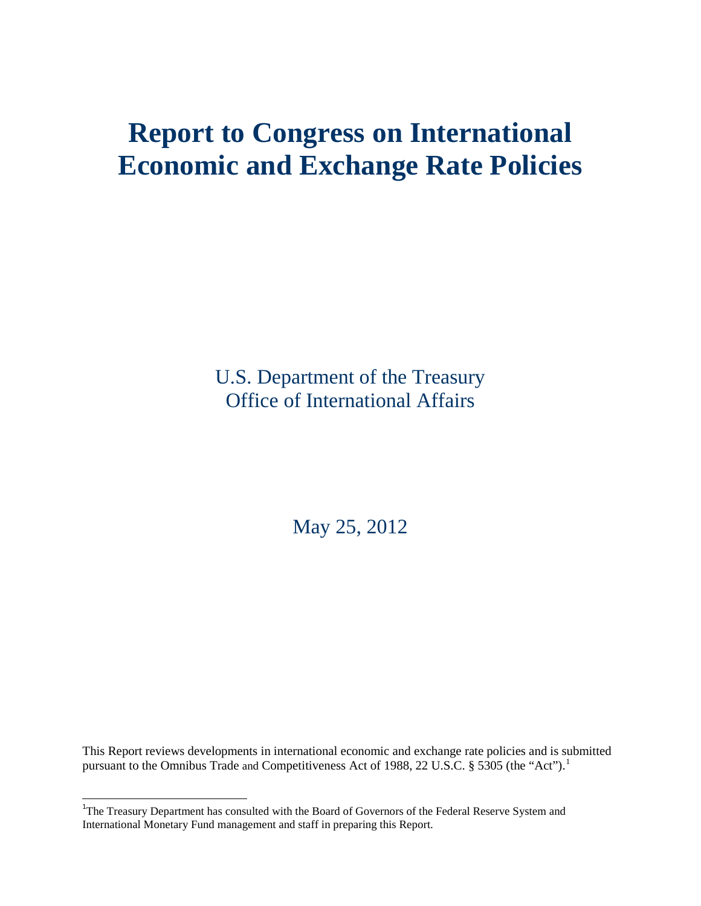# Report to Congress on International Economic and Exchange Rate Policies

U.S. Department of the Treasury
Office of International Affairs

May 25, 2012

This Report reviews developments in international economic and exchange rate policies and is submitted pursuant to the Omnibus Trade and Competitiveness Act of 1988, 22 U.S.C. § 5305 (the "Act").[1]

---

[1] The Treasury Department has consulted with the Board of Governors of the Federal Reserve System and International Monetary Fund management and staff in preparing this Report.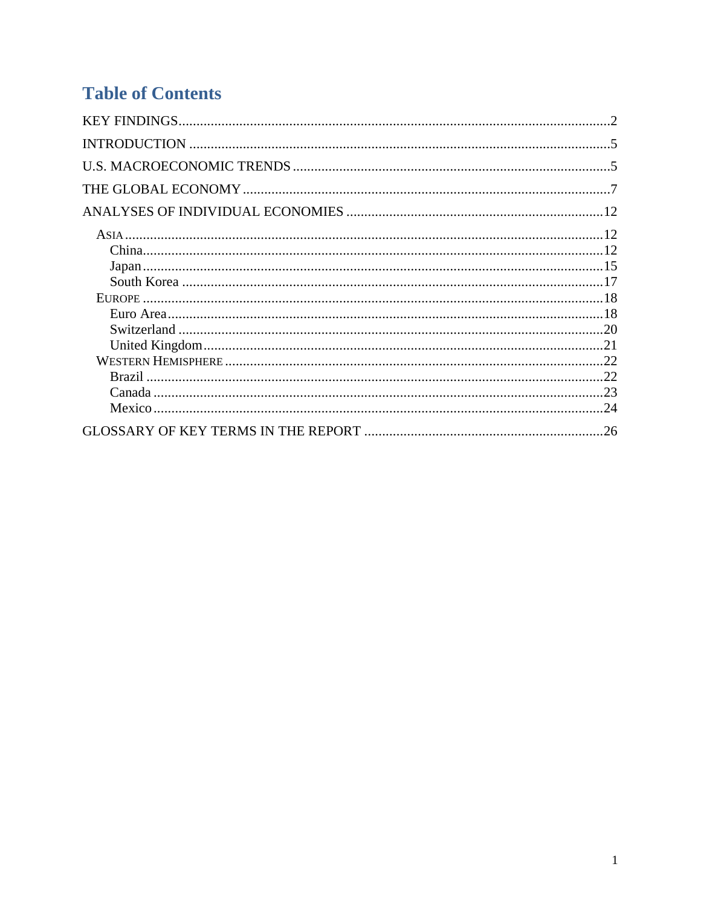# Table of Contents

KEY FINDINGS ........................................................................................................ 2

INTRODUCTION ........................................................................................................ 5

U.S. MACROECONOMIC TRENDS ........................................................................................................ 5

THE GLOBAL ECONOMY ........................................................................................................ 7

ANALYSES OF INDIVIDUAL ECONOMIES ........................................................................................................ 12

- ASIA ........................................................................................................ 12
  - China ........................................................................................................ 12
  - Japan ........................................................................................................ 15
  - South Korea ........................................................................................................ 17
- EUROPE ........................................................................................................ 18
  - Euro Area ........................................................................................................ 18
  - Switzerland ........................................................................................................ 20
  - United Kingdom ........................................................................................................ 21
- WESTERN HEMISPHERE ........................................................................................................ 22
  - Brazil ........................................................................................................ 22
  - Canada ........................................................................................................ 23
  - Mexico ........................................................................................................ 24

GLOSSARY OF KEY TERMS IN THE REPORT ........................................................................................................ 26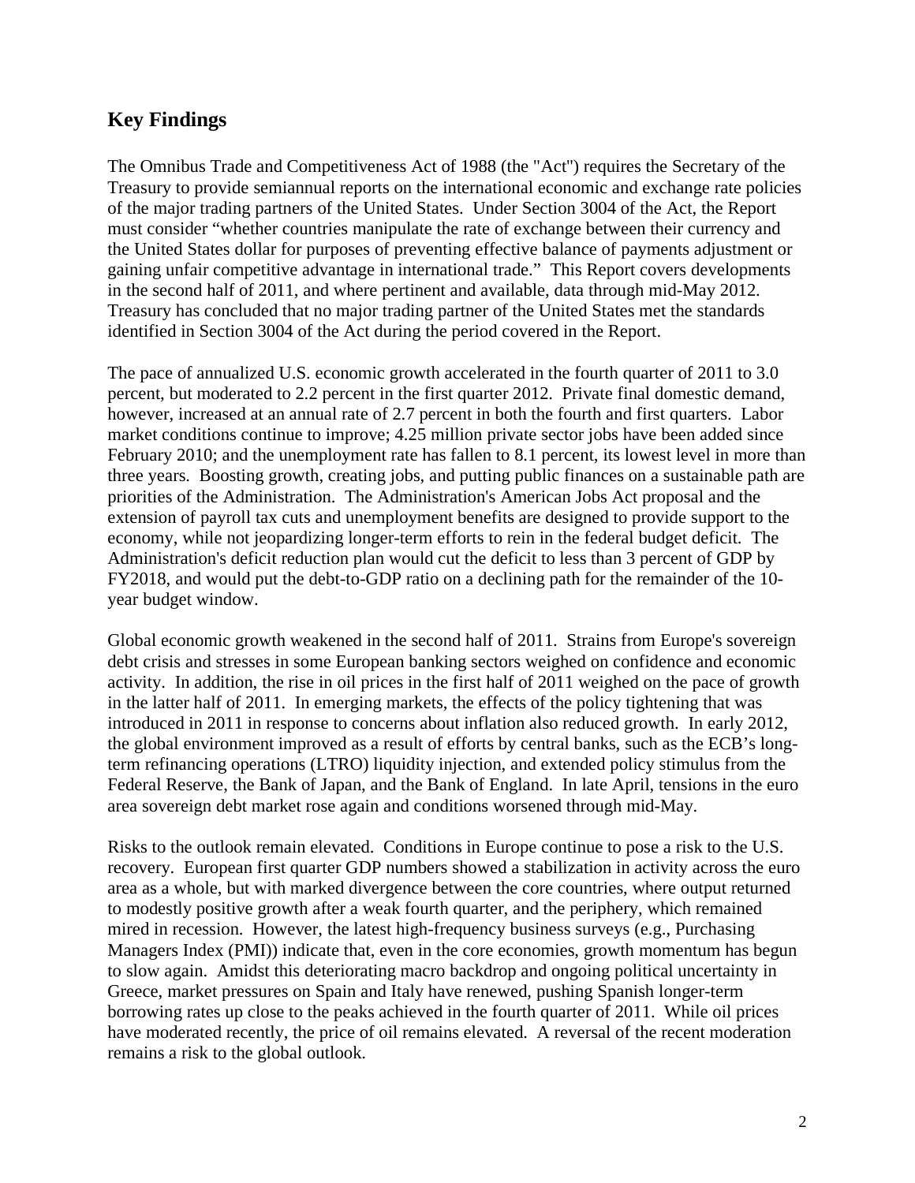## Key Findings

The Omnibus Trade and Competitiveness Act of 1988 (the "Act") requires the Secretary of the Treasury to provide semiannual reports on the international economic and exchange rate policies of the major trading partners of the United States. Under Section 3004 of the Act, the Report must consider "whether countries manipulate the rate of exchange between their currency and the United States dollar for purposes of preventing effective balance of payments adjustment or gaining unfair competitive advantage in international trade." This Report covers developments in the second half of 2011, and where pertinent and available, data through mid-May 2012. Treasury has concluded that no major trading partner of the United States met the standards identified in Section 3004 of the Act during the period covered in the Report.

The pace of annualized U.S. economic growth accelerated in the fourth quarter of 2011 to 3.0 percent, but moderated to 2.2 percent in the first quarter 2012. Private final domestic demand, however, increased at an annual rate of 2.7 percent in both the fourth and first quarters. Labor market conditions continue to improve; 4.25 million private sector jobs have been added since February 2010; and the unemployment rate has fallen to 8.1 percent, its lowest level in more than three years. Boosting growth, creating jobs, and putting public finances on a sustainable path are priorities of the Administration. The Administration's American Jobs Act proposal and the extension of payroll tax cuts and unemployment benefits are designed to provide support to the economy, while not jeopardizing longer-term efforts to rein in the federal budget deficit. The Administration's deficit reduction plan would cut the deficit to less than 3 percent of GDP by FY2018, and would put the debt-to-GDP ratio on a declining path for the remainder of the 10-year budget window.

Global economic growth weakened in the second half of 2011. Strains from Europe's sovereign debt crisis and stresses in some European banking sectors weighed on confidence and economic activity. In addition, the rise in oil prices in the first half of 2011 weighed on the pace of growth in the latter half of 2011. In emerging markets, the effects of the policy tightening that was introduced in 2011 in response to concerns about inflation also reduced growth. In early 2012, the global environment improved as a result of efforts by central banks, such as the ECB's long-term refinancing operations (LTRO) liquidity injection, and extended policy stimulus from the Federal Reserve, the Bank of Japan, and the Bank of England. In late April, tensions in the euro area sovereign debt market rose again and conditions worsened through mid-May.

Risks to the outlook remain elevated. Conditions in Europe continue to pose a risk to the U.S. recovery. European first quarter GDP numbers showed a stabilization in activity across the euro area as a whole, but with marked divergence between the core countries, where output returned to modestly positive growth after a weak fourth quarter, and the periphery, which remained mired in recession. However, the latest high-frequency business surveys (e.g., Purchasing Managers Index (PMI)) indicate that, even in the core economies, growth momentum has begun to slow again. Amidst this deteriorating macro backdrop and ongoing political uncertainty in Greece, market pressures on Spain and Italy have renewed, pushing Spanish longer-term borrowing rates up close to the peaks achieved in the fourth quarter of 2011. While oil prices have moderated recently, the price of oil remains elevated. A reversal of the recent moderation remains a risk to the global outlook.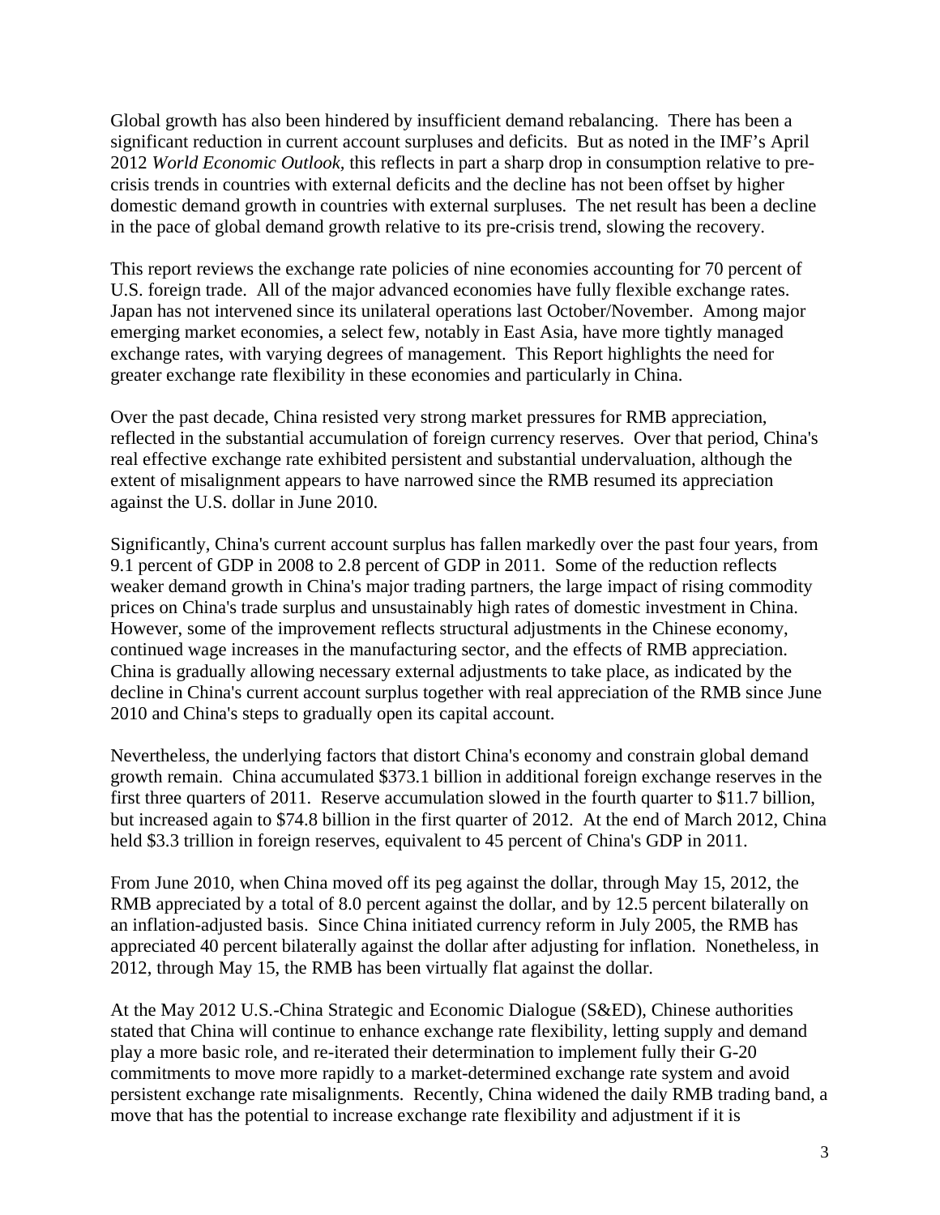Global growth has also been hindered by insufficient demand rebalancing. There has been a significant reduction in current account surpluses and deficits. But as noted in the IMF's April 2012 *World Economic Outlook*, this reflects in part a sharp drop in consumption relative to pre-crisis trends in countries with external deficits and the decline has not been offset by higher domestic demand growth in countries with external surpluses. The net result has been a decline in the pace of global demand growth relative to its pre-crisis trend, slowing the recovery.

This report reviews the exchange rate policies of nine economies accounting for 70 percent of U.S. foreign trade. All of the major advanced economies have fully flexible exchange rates. Japan has not intervened since its unilateral operations last October/November. Among major emerging market economies, a select few, notably in East Asia, have more tightly managed exchange rates, with varying degrees of management. This Report highlights the need for greater exchange rate flexibility in these economies and particularly in China.

Over the past decade, China resisted very strong market pressures for RMB appreciation, reflected in the substantial accumulation of foreign currency reserves. Over that period, China's real effective exchange rate exhibited persistent and substantial undervaluation, although the extent of misalignment appears to have narrowed since the RMB resumed its appreciation against the U.S. dollar in June 2010.

Significantly, China's current account surplus has fallen markedly over the past four years, from 9.1 percent of GDP in 2008 to 2.8 percent of GDP in 2011. Some of the reduction reflects weaker demand growth in China's major trading partners, the large impact of rising commodity prices on China's trade surplus and unsustainably high rates of domestic investment in China. However, some of the improvement reflects structural adjustments in the Chinese economy, continued wage increases in the manufacturing sector, and the effects of RMB appreciation. China is gradually allowing necessary external adjustments to take place, as indicated by the decline in China's current account surplus together with real appreciation of the RMB since June 2010 and China's steps to gradually open its capital account.

Nevertheless, the underlying factors that distort China's economy and constrain global demand growth remain. China accumulated $373.1 billion in additional foreign exchange reserves in the first three quarters of 2011. Reserve accumulation slowed in the fourth quarter to $11.7 billion, but increased again to $74.8 billion in the first quarter of 2012. At the end of March 2012, China held $3.3 trillion in foreign reserves, equivalent to 45 percent of China's GDP in 2011.

From June 2010, when China moved off its peg against the dollar, through May 15, 2012, the RMB appreciated by a total of 8.0 percent against the dollar, and by 12.5 percent bilaterally on an inflation-adjusted basis. Since China initiated currency reform in July 2005, the RMB has appreciated 40 percent bilaterally against the dollar after adjusting for inflation. Nonetheless, in 2012, through May 15, the RMB has been virtually flat against the dollar.

At the May 2012 U.S.-China Strategic and Economic Dialogue (S&ED), Chinese authorities stated that China will continue to enhance exchange rate flexibility, letting supply and demand play a more basic role, and re-iterated their determination to implement fully their G-20 commitments to move more rapidly to a market-determined exchange rate system and avoid persistent exchange rate misalignments. Recently, China widened the daily RMB trading band, a move that has the potential to increase exchange rate flexibility and adjustment if it is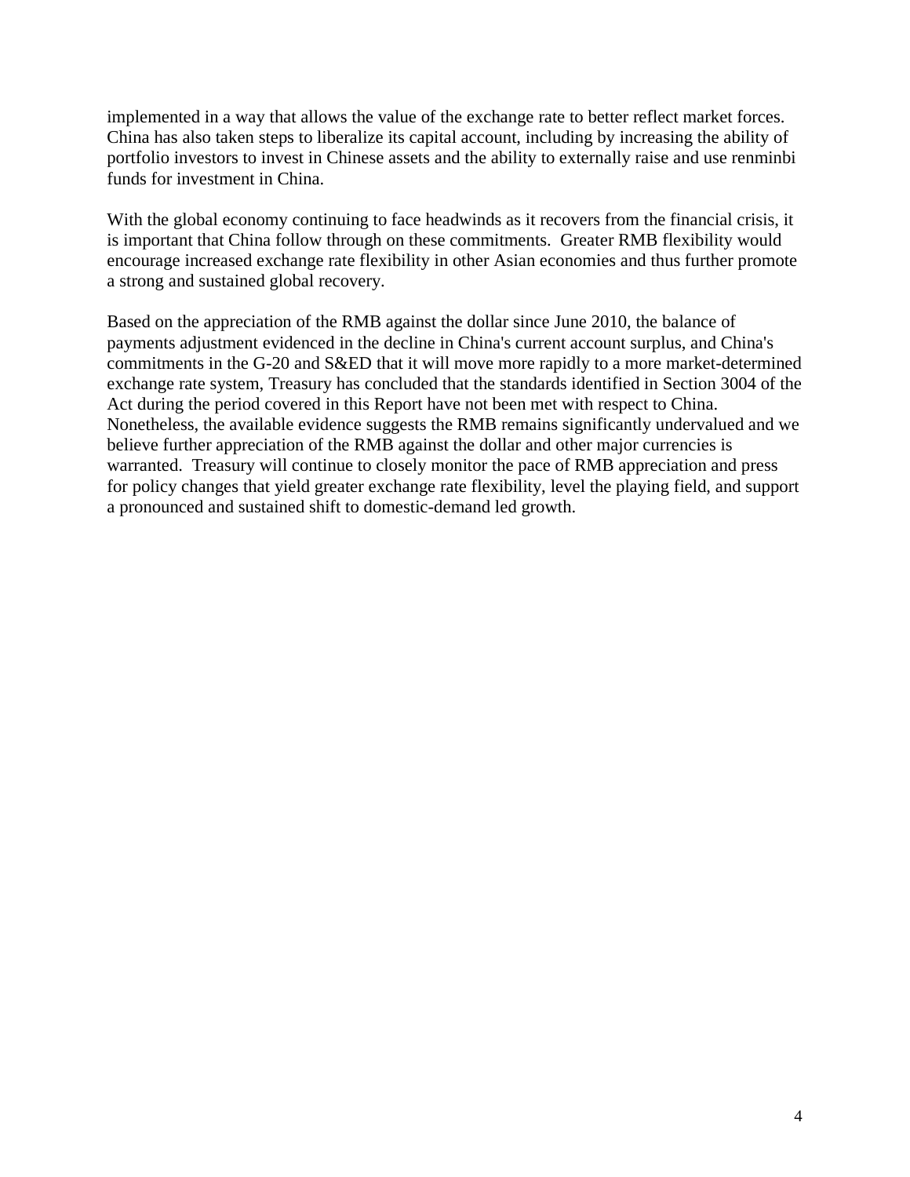implemented in a way that allows the value of the exchange rate to better reflect market forces. China has also taken steps to liberalize its capital account, including by increasing the ability of portfolio investors to invest in Chinese assets and the ability to externally raise and use renminbi funds for investment in China.

With the global economy continuing to face headwinds as it recovers from the financial crisis, it is important that China follow through on these commitments. Greater RMB flexibility would encourage increased exchange rate flexibility in other Asian economies and thus further promote a strong and sustained global recovery.

Based on the appreciation of the RMB against the dollar since June 2010, the balance of payments adjustment evidenced in the decline in China's current account surplus, and China's commitments in the G-20 and S&ED that it will move more rapidly to a more market-determined exchange rate system, Treasury has concluded that the standards identified in Section 3004 of the Act during the period covered in this Report have not been met with respect to China. Nonetheless, the available evidence suggests the RMB remains significantly undervalued and we believe further appreciation of the RMB against the dollar and other major currencies is warranted. Treasury will continue to closely monitor the pace of RMB appreciation and press for policy changes that yield greater exchange rate flexibility, level the playing field, and support a pronounced and sustained shift to domestic-demand led growth.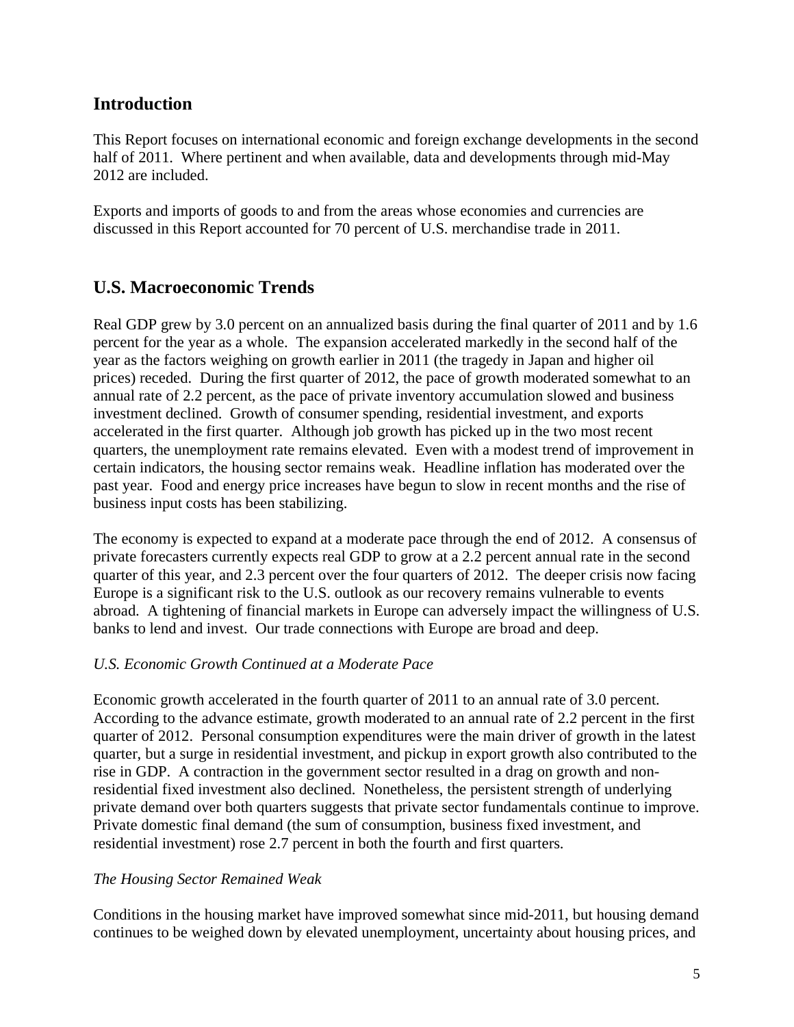## Introduction

This Report focuses on international economic and foreign exchange developments in the second half of 2011. Where pertinent and when available, data and developments through mid-May 2012 are included.

Exports and imports of goods to and from the areas whose economies and currencies are discussed in this Report accounted for 70 percent of U.S. merchandise trade in 2011.

## U.S. Macroeconomic Trends

Real GDP grew by 3.0 percent on an annualized basis during the final quarter of 2011 and by 1.6 percent for the year as a whole. The expansion accelerated markedly in the second half of the year as the factors weighing on growth earlier in 2011 (the tragedy in Japan and higher oil prices) receded. During the first quarter of 2012, the pace of growth moderated somewhat to an annual rate of 2.2 percent, as the pace of private inventory accumulation slowed and business investment declined. Growth of consumer spending, residential investment, and exports accelerated in the first quarter. Although job growth has picked up in the two most recent quarters, the unemployment rate remains elevated. Even with a modest trend of improvement in certain indicators, the housing sector remains weak. Headline inflation has moderated over the past year. Food and energy price increases have begun to slow in recent months and the rise of business input costs has been stabilizing.

The economy is expected to expand at a moderate pace through the end of 2012. A consensus of private forecasters currently expects real GDP to grow at a 2.2 percent annual rate in the second quarter of this year, and 2.3 percent over the four quarters of 2012. The deeper crisis now facing Europe is a significant risk to the U.S. outlook as our recovery remains vulnerable to events abroad. A tightening of financial markets in Europe can adversely impact the willingness of U.S. banks to lend and invest. Our trade connections with Europe are broad and deep.

*U.S. Economic Growth Continued at a Moderate Pace*

Economic growth accelerated in the fourth quarter of 2011 to an annual rate of 3.0 percent. According to the advance estimate, growth moderated to an annual rate of 2.2 percent in the first quarter of 2012. Personal consumption expenditures were the main driver of growth in the latest quarter, but a surge in residential investment, and pickup in export growth also contributed to the rise in GDP. A contraction in the government sector resulted in a drag on growth and non-residential fixed investment also declined. Nonetheless, the persistent strength of underlying private demand over both quarters suggests that private sector fundamentals continue to improve. Private domestic final demand (the sum of consumption, business fixed investment, and residential investment) rose 2.7 percent in both the fourth and first quarters.

*The Housing Sector Remained Weak*

Conditions in the housing market have improved somewhat since mid-2011, but housing demand continues to be weighed down by elevated unemployment, uncertainty about housing prices, and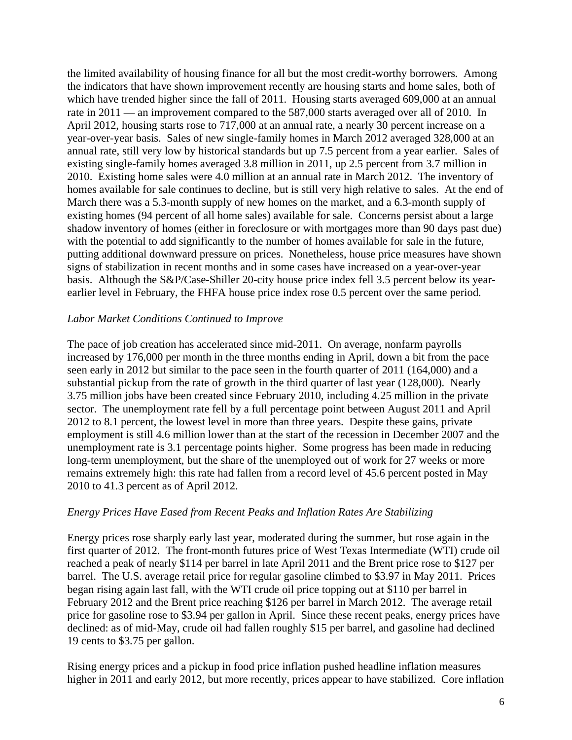the limited availability of housing finance for all but the most credit-worthy borrowers. Among the indicators that have shown improvement recently are housing starts and home sales, both of which have trended higher since the fall of 2011. Housing starts averaged 609,000 at an annual rate in 2011 — an improvement compared to the 587,000 starts averaged over all of 2010. In April 2012, housing starts rose to 717,000 at an annual rate, a nearly 30 percent increase on a year-over-year basis. Sales of new single-family homes in March 2012 averaged 328,000 at an annual rate, still very low by historical standards but up 7.5 percent from a year earlier. Sales of existing single-family homes averaged 3.8 million in 2011, up 2.5 percent from 3.7 million in 2010. Existing home sales were 4.0 million at an annual rate in March 2012. The inventory of homes available for sale continues to decline, but is still very high relative to sales. At the end of March there was a 5.3-month supply of new homes on the market, and a 6.3-month supply of existing homes (94 percent of all home sales) available for sale. Concerns persist about a large shadow inventory of homes (either in foreclosure or with mortgages more than 90 days past due) with the potential to add significantly to the number of homes available for sale in the future, putting additional downward pressure on prices. Nonetheless, house price measures have shown signs of stabilization in recent months and in some cases have increased on a year-over-year basis. Although the S&P/Case-Shiller 20-city house price index fell 3.5 percent below its year-earlier level in February, the FHFA house price index rose 0.5 percent over the same period.

*Labor Market Conditions Continued to Improve*

The pace of job creation has accelerated since mid-2011. On average, nonfarm payrolls increased by 176,000 per month in the three months ending in April, down a bit from the pace seen early in 2012 but similar to the pace seen in the fourth quarter of 2011 (164,000) and a substantial pickup from the rate of growth in the third quarter of last year (128,000). Nearly 3.75 million jobs have been created since February 2010, including 4.25 million in the private sector. The unemployment rate fell by a full percentage point between August 2011 and April 2012 to 8.1 percent, the lowest level in more than three years. Despite these gains, private employment is still 4.6 million lower than at the start of the recession in December 2007 and the unemployment rate is 3.1 percentage points higher. Some progress has been made in reducing long-term unemployment, but the share of the unemployed out of work for 27 weeks or more remains extremely high: this rate had fallen from a record level of 45.6 percent posted in May 2010 to 41.3 percent as of April 2012.

*Energy Prices Have Eased from Recent Peaks and Inflation Rates Are Stabilizing*

Energy prices rose sharply early last year, moderated during the summer, but rose again in the first quarter of 2012. The front-month futures price of West Texas Intermediate (WTI) crude oil reached a peak of nearly $114 per barrel in late April 2011 and the Brent price rose to $127 per barrel. The U.S. average retail price for regular gasoline climbed to $3.97 in May 2011. Prices began rising again last fall, with the WTI crude oil price topping out at $110 per barrel in February 2012 and the Brent price reaching $126 per barrel in March 2012. The average retail price for gasoline rose to $3.94 per gallon in April. Since these recent peaks, energy prices have declined: as of mid-May, crude oil had fallen roughly $15 per barrel, and gasoline had declined 19 cents to $3.75 per gallon.

Rising energy prices and a pickup in food price inflation pushed headline inflation measures higher in 2011 and early 2012, but more recently, prices appear to have stabilized. Core inflation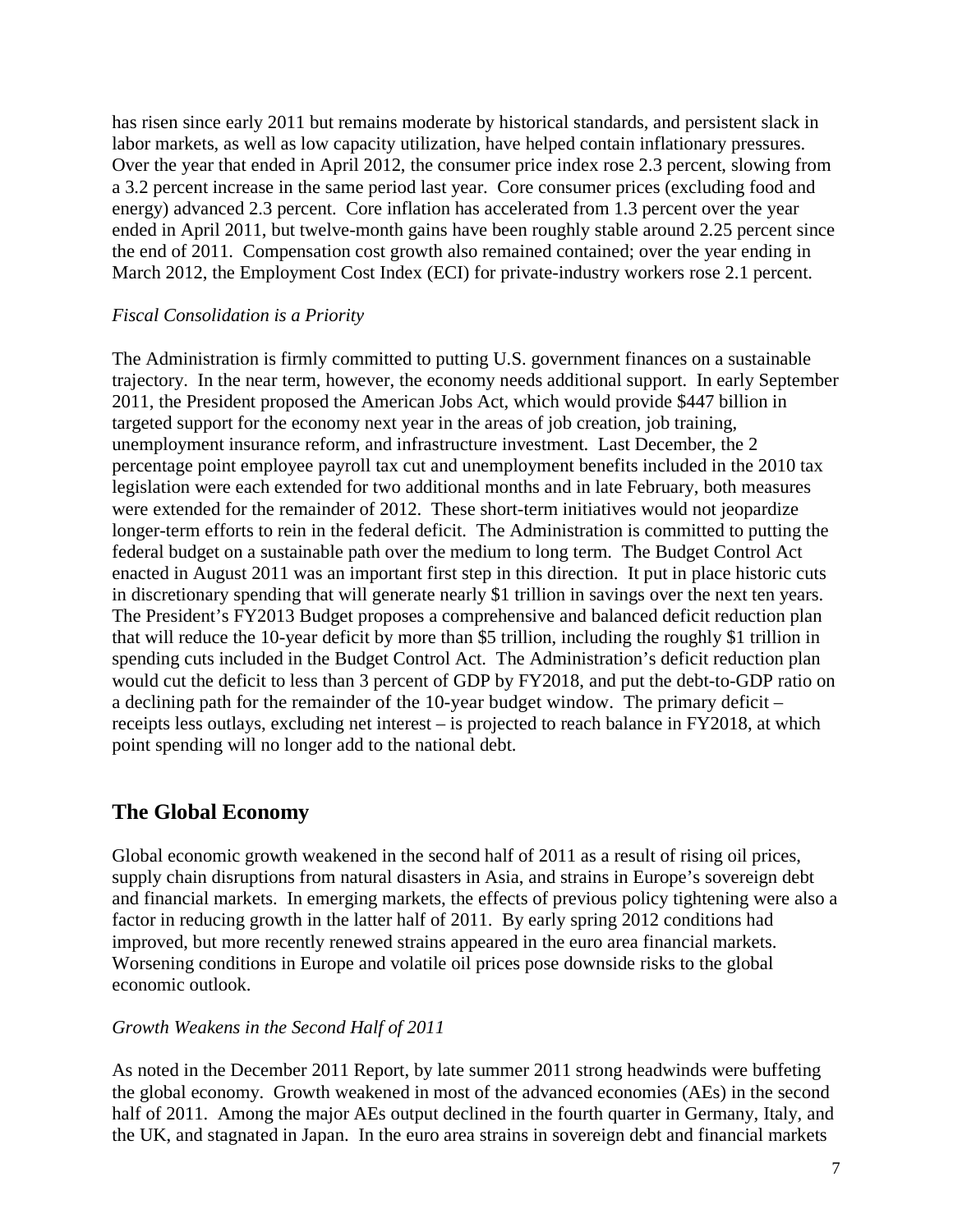has risen since early 2011 but remains moderate by historical standards, and persistent slack in labor markets, as well as low capacity utilization, have helped contain inflationary pressures. Over the year that ended in April 2012, the consumer price index rose 2.3 percent, slowing from a 3.2 percent increase in the same period last year. Core consumer prices (excluding food and energy) advanced 2.3 percent. Core inflation has accelerated from 1.3 percent over the year ended in April 2011, but twelve-month gains have been roughly stable around 2.25 percent since the end of 2011. Compensation cost growth also remained contained; over the year ending in March 2012, the Employment Cost Index (ECI) for private-industry workers rose 2.1 percent.

*Fiscal Consolidation is a Priority*

The Administration is firmly committed to putting U.S. government finances on a sustainable trajectory. In the near term, however, the economy needs additional support. In early September 2011, the President proposed the American Jobs Act, which would provide $447 billion in targeted support for the economy next year in the areas of job creation, job training, unemployment insurance reform, and infrastructure investment. Last December, the 2 percentage point employee payroll tax cut and unemployment benefits included in the 2010 tax legislation were each extended for two additional months and in late February, both measures were extended for the remainder of 2012. These short-term initiatives would not jeopardize longer-term efforts to rein in the federal deficit. The Administration is committed to putting the federal budget on a sustainable path over the medium to long term. The Budget Control Act enacted in August 2011 was an important first step in this direction. It put in place historic cuts in discretionary spending that will generate nearly $1 trillion in savings over the next ten years. The President's FY2013 Budget proposes a comprehensive and balanced deficit reduction plan that will reduce the 10-year deficit by more than $5 trillion, including the roughly $1 trillion in spending cuts included in the Budget Control Act. The Administration's deficit reduction plan would cut the deficit to less than 3 percent of GDP by FY2018, and put the debt-to-GDP ratio on a declining path for the remainder of the 10-year budget window. The primary deficit – receipts less outlays, excluding net interest – is projected to reach balance in FY2018, at which point spending will no longer add to the national debt.

## The Global Economy

Global economic growth weakened in the second half of 2011 as a result of rising oil prices, supply chain disruptions from natural disasters in Asia, and strains in Europe's sovereign debt and financial markets. In emerging markets, the effects of previous policy tightening were also a factor in reducing growth in the latter half of 2011. By early spring 2012 conditions had improved, but more recently renewed strains appeared in the euro area financial markets. Worsening conditions in Europe and volatile oil prices pose downside risks to the global economic outlook.

*Growth Weakens in the Second Half of 2011*

As noted in the December 2011 Report, by late summer 2011 strong headwinds were buffeting the global economy. Growth weakened in most of the advanced economies (AEs) in the second half of 2011. Among the major AEs output declined in the fourth quarter in Germany, Italy, and the UK, and stagnated in Japan. In the euro area strains in sovereign debt and financial markets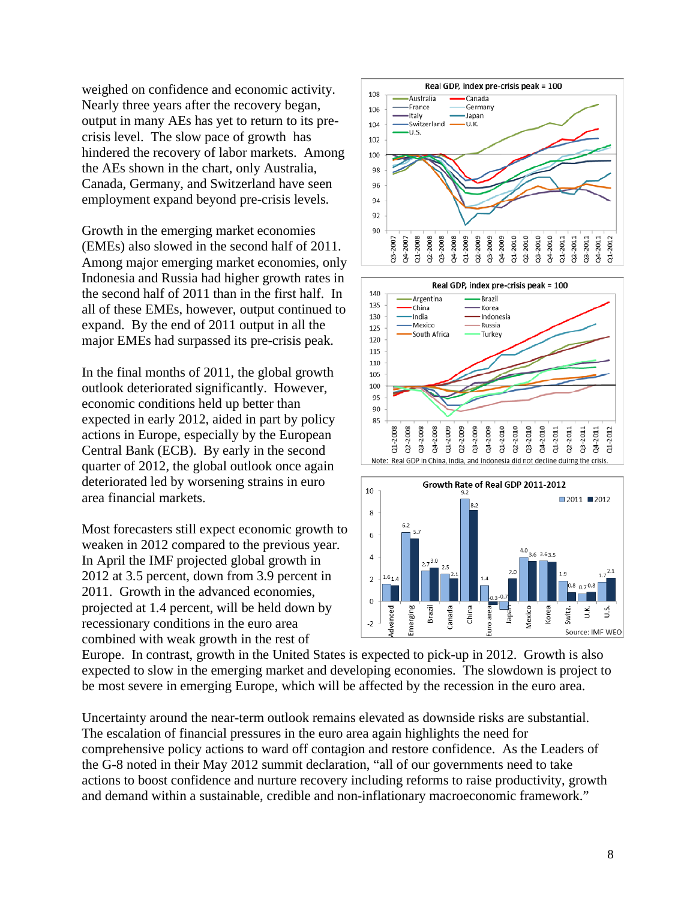weighed on confidence and economic activity. Nearly three years after the recovery began, output in many AEs has yet to return to its pre-crisis level. The slow pace of growth has hindered the recovery of labor markets. Among the AEs shown in the chart, only Australia, Canada, Germany, and Switzerland have seen employment expand beyond pre-crisis levels.

Growth in the emerging market economies (EMEs) also slowed in the second half of 2011. Among major emerging market economies, only Indonesia and Russia had higher growth rates in the second half of 2011 than in the first half. In all of these EMEs, however, output continued to expand. By the end of 2011 output in all the major EMEs had surpassed its pre-crisis peak.

In the final months of 2011, the global growth outlook deteriorated significantly. However, economic conditions held up better than expected in early 2012, aided in part by policy actions in Europe, especially by the European Central Bank (ECB). By early in the second quarter of 2012, the global outlook once again deteriorated led by worsening strains in euro area financial markets.

Most forecasters still expect economic growth to weaken in 2012 compared to the previous year. In April the IMF projected global growth in 2012 at 3.5 percent, down from 3.9 percent in 2011. Growth in the advanced economies, projected at 1.4 percent, will be held down by recessionary conditions in the euro area combined with weak growth in the rest of Europe. In contrast, growth in the United States is expected to pick-up in 2012. Growth is also expected to slow in the emerging market and developing economies. The slowdown is project to be most severe in emerging Europe, which will be affected by the recession in the euro area.

Uncertainty around the near-term outlook remains elevated as downside risks are substantial. The escalation of financial pressures in the euro area again highlights the need for comprehensive policy actions to ward off contagion and restore confidence. As the Leaders of the G-8 noted in their May 2012 summit declaration, “all of our governments need to take actions to boost confidence and nurture recovery including reforms to raise productivity, growth and demand within a sustainable, credible and non-inflationary macroeconomic framework.”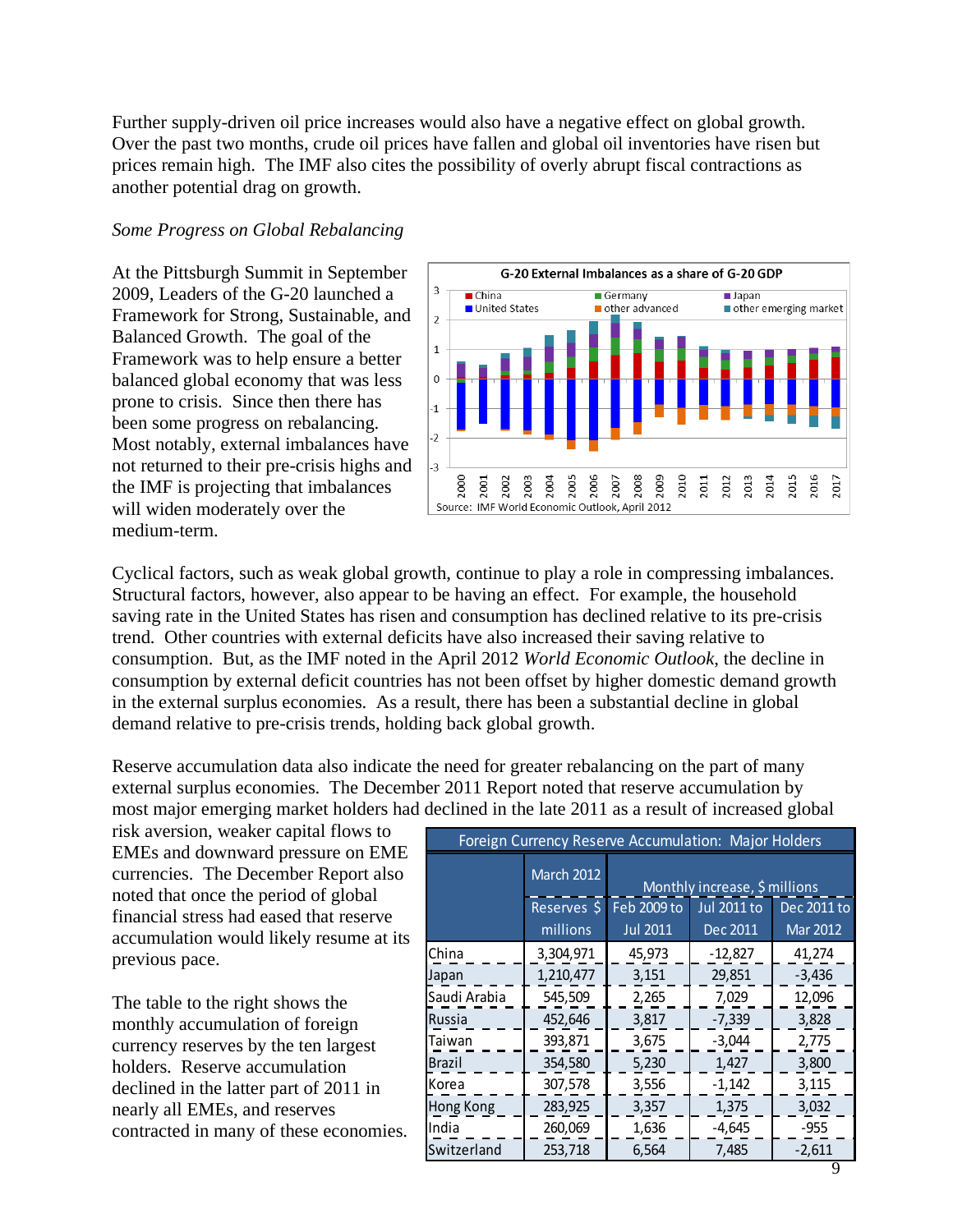Further supply-driven oil price increases would also have a negative effect on global growth. Over the past two months, crude oil prices have fallen and global oil inventories have risen but prices remain high. The IMF also cites the possibility of overly abrupt fiscal contractions as another potential drag on growth.

*Some Progress on Global Rebalancing*

At the Pittsburgh Summit in September 2009, Leaders of the G-20 launched a Framework for Strong, Sustainable, and Balanced Growth. The goal of the Framework was to help ensure a better balanced global economy that was less prone to crisis. Since then there has been some progress on rebalancing. Most notably, external imbalances have not returned to their pre-crisis highs and the IMF is projecting that imbalances will widen moderately over the medium-term.

G-20 External Imbalances as a share of G-20 GDP

Source: IMF World Economic Outlook, April 2012

Cyclical factors, such as weak global growth, continue to play a role in compressing imbalances. Structural factors, however, also appear to be having an effect. For example, the household saving rate in the United States has risen and consumption has declined relative to its pre-crisis trend. Other countries with external deficits have also increased their saving relative to consumption. But, as the IMF noted in the April 2012 *World Economic Outlook*, the decline in consumption by external deficit countries has not been offset by higher domestic demand growth in the external surplus economies. As a result, there has been a substantial decline in global demand relative to pre-crisis trends, holding back global growth.

Reserve accumulation data also indicate the need for greater rebalancing on the part of many external surplus economies. The December 2011 Report noted that reserve accumulation by most major emerging market holders had declined in the late 2011 as a result of increased global risk aversion, weaker capital flows to EMEs and downward pressure on EME currencies. The December Report also noted that once the period of global financial stress had eased that reserve accumulation would likely resume at its previous pace.

The table to the right shows the monthly accumulation of foreign currency reserves by the ten largest holders. Reserve accumulation declined in the latter part of 2011 in nearly all EMEs, and reserves contracted in many of these economies.

Foreign Currency Reserve Accumulation: Major Holders

| | March 2012 | Monthly increase, $ millions | | |
|---|---|---|---|---|
| | Reserves $ millions | Feb 2009 to Jul 2011 | Jul 2011 to Dec 2011 | Dec 2011 to Mar 2012 |
| China | 3,304,971 | 45,973 | -12,827 | 41,274 |
| Japan | 1,210,477 | 3,151 | 29,851 | -3,436 |
| Saudi Arabia | 545,509 | 2,265 | 7,029 | 12,096 |
| Russia | 452,646 | 3,817 | -7,339 | 3,828 |
| Taiwan | 393,871 | 3,675 | -3,044 | 2,775 |
| Brazil | 354,580 | 5,230 | 1,427 | 3,800 |
| Korea | 307,578 | 3,556 | -1,142 | 3,115 |
| Hong Kong | 283,925 | 3,357 | 1,375 | 3,032 |
| India | 260,069 | 1,636 | -4,645 | -955 |
| Switzerland | 253,718 | 6,564 | 7,485 | -2,611 |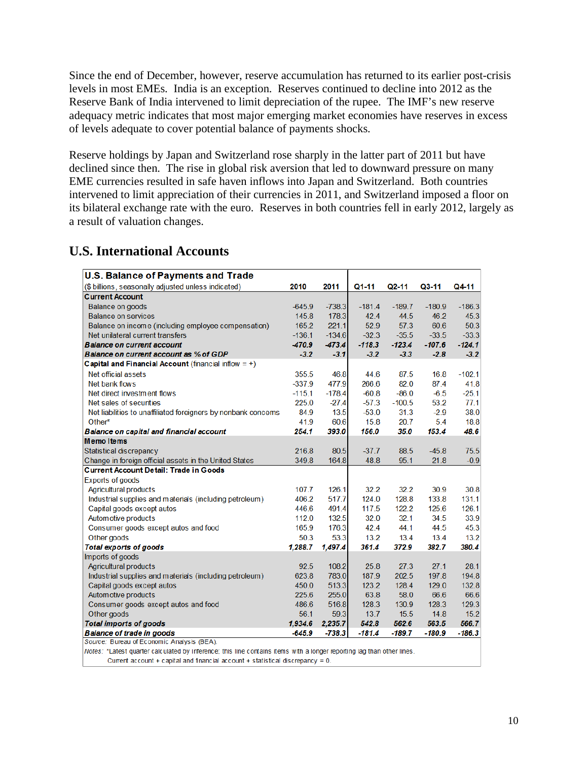Since the end of December, however, reserve accumulation has returned to its earlier post-crisis levels in most EMEs. India is an exception. Reserves continued to decline into 2012 as the Reserve Bank of India intervened to limit depreciation of the rupee. The IMF's new reserve adequacy metric indicates that most major emerging market economies have reserves in excess of levels adequate to cover potential balance of payments shocks.

Reserve holdings by Japan and Switzerland rose sharply in the latter part of 2011 but have declined since then. The rise in global risk aversion that led to downward pressure on many EME currencies resulted in safe haven inflows into Japan and Switzerland. Both countries intervened to limit appreciation of their currencies in 2011, and Switzerland imposed a floor on its bilateral exchange rate with the euro. Reserves in both countries fell in early 2012, largely as a result of valuation changes.

## U.S. International Accounts

| U.S. Balance of Payments and Trade ($ billions, seasonally adjusted unless indicated) | 2010 | 2011 | Q1-11 | Q2-11 | Q3-11 | Q4-11 |
|---|---|---|---|---|---|---|
| **Current Account** | | | | | | |
| Balance on goods | -645.9 | -738.3 | -181.4 | -189.7 | -180.9 | -186.3 |
| Balance on services | 145.8 | 178.3 | 42.4 | 44.5 | 46.2 | 45.3 |
| Balance on income (including employee compensation) | 165.2 | 221.1 | 52.9 | 57.3 | 60.6 | 50.3 |
| Net unilateral current transfers | -136.1 | -134.6 | -32.3 | -35.5 | -33.5 | -33.3 |
| ***Balance on current account*** | ***-470.9*** | ***-473.4*** | ***-118.3*** | ***-123.4*** | ***-107.6*** | ***-124.1*** |
| ***Balance on current account as % of GDP*** | ***-3.2*** | ***-3.1*** | ***-3.2*** | ***-3.3*** | ***-2.8*** | ***-3.2*** |
| **Capital and Financial Account** (financial inflow = +) | | | | | | |
| Net official assets | 355.5 | 46.8 | 44.6 | 87.5 | 16.8 | -102.1 |
| Net bank flows | -337.9 | 477.9 | 266.6 | 82.0 | 87.4 | 41.8 |
| Net direct investment flows | -115.1 | -178.4 | -60.8 | -86.0 | -6.5 | -25.1 |
| Net sales of securities | 225.0 | -27.4 | -57.3 | -100.5 | 53.2 | 77.1 |
| Net liabilities to unaffiliated foreigners by nonbank concerns | 84.9 | 13.5 | -53.0 | 31.3 | -2.9 | 38.0 |
| Other* | 41.9 | 60.6 | 15.8 | 20.7 | 5.4 | 18.8 |
| ***Balance on capital and financial account*** | ***254.1*** | ***393.0*** | ***156.0*** | ***35.0*** | ***153.4*** | ***48.6*** |
| **Memo Items** | | | | | | |
| Statistical discrepancy | 216.8 | 80.5 | -37.7 | 88.5 | -45.8 | 75.5 |
| Change in foreign official assets in the United States | 349.8 | 164.8 | 48.8 | 95.1 | 21.8 | -0.9 |
| **Current Account Detail: Trade in Goods** | | | | | | |
| Exports of goods | | | | | | |
| Agricultural products | 107.7 | 126.1 | 32.2 | 32.2 | 30.9 | 30.8 |
| Industrial supplies and materials (including petroleum) | 406.2 | 517.7 | 124.0 | 128.8 | 133.8 | 131.1 |
| Capital goods except autos | 446.6 | 491.4 | 117.5 | 122.2 | 125.6 | 126.1 |
| Automotive products | 112.0 | 132.5 | 32.0 | 32.1 | 34.5 | 33.9 |
| Consumer goods except autos and food | 165.9 | 176.3 | 42.4 | 44.1 | 44.5 | 45.3 |
| Other goods | 50.3 | 53.3 | 13.2 | 13.4 | 13.4 | 13.2 |
| ***Total exports of goods*** | ***1,288.7*** | ***1,497.4*** | ***361.4*** | ***372.9*** | ***382.7*** | ***380.4*** |
| Imports of goods | | | | | | |
| Agricultural products | 92.5 | 108.2 | 25.8 | 27.3 | 27.1 | 28.1 |
| Industrial supplies and materials (including petroleum) | 623.8 | 783.0 | 187.9 | 202.5 | 197.8 | 194.8 |
| Capital goods except autos | 450.0 | 513.3 | 123.2 | 128.4 | 129.0 | 132.8 |
| Automotive products | 225.6 | 255.0 | 63.8 | 58.0 | 66.6 | 66.6 |
| Consumer goods except autos and food | 486.6 | 516.8 | 128.3 | 130.9 | 128.3 | 129.3 |
| Other goods | 56.1 | 59.3 | 13.7 | 15.5 | 14.8 | 15.2 |
| ***Total imports of goods*** | ***1,934.6*** | ***2,235.7*** | ***542.8*** | ***562.6*** | ***563.5*** | ***566.7*** |
| ***Balance of trade in goods*** | ***-645.9*** | ***-738.3*** | ***-181.4*** | ***-189.7*** | ***-180.9*** | ***-186.3*** |

*Source:* Bureau of Economic Analysis (BEA).

*Notes:* *Latest quarter calculated by inference; this line contains items with a longer reporting lag than other lines.
Current account + capital and financial account + statistical discrepancy = 0.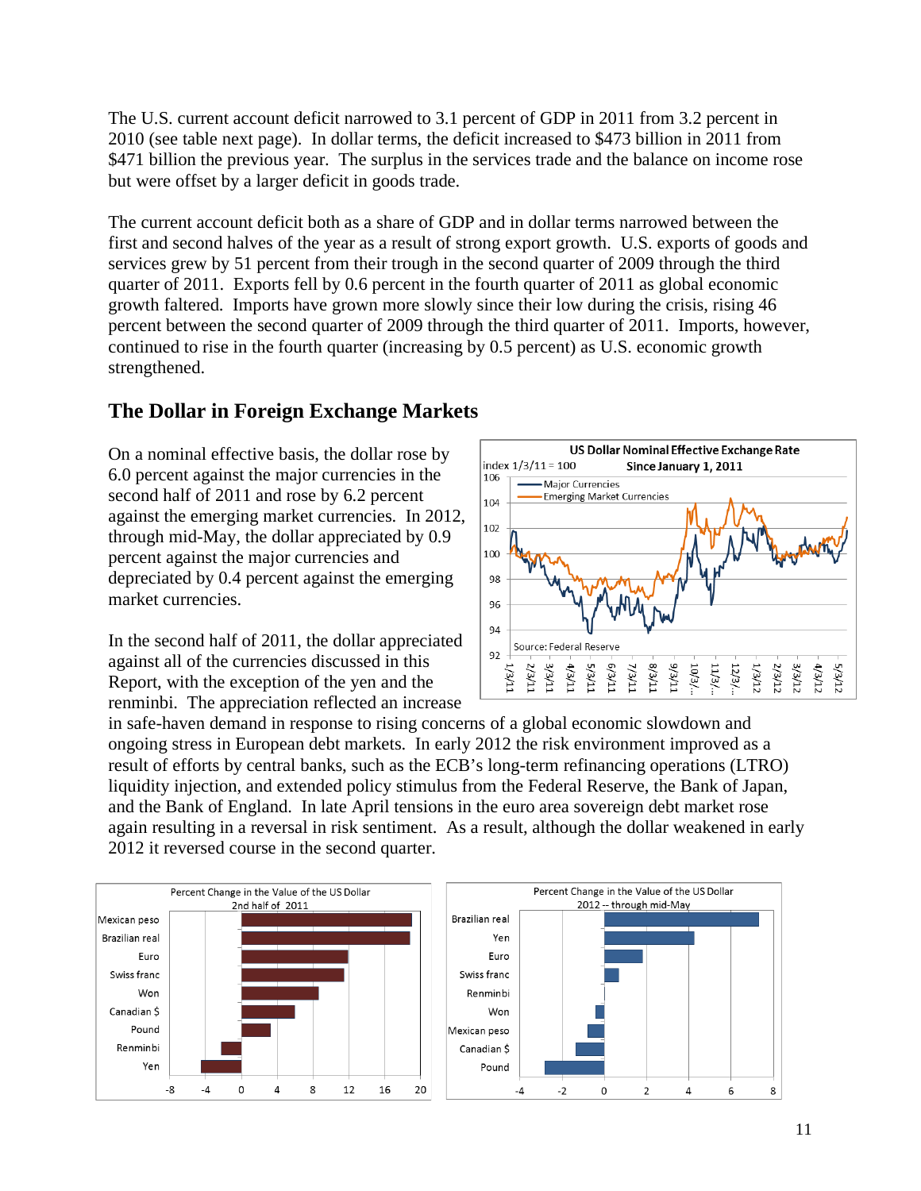The U.S. current account deficit narrowed to 3.1 percent of GDP in 2011 from 3.2 percent in 2010 (see table next page). In dollar terms, the deficit increased to $473 billion in 2011 from $471 billion the previous year. The surplus in the services trade and the balance on income rose but were offset by a larger deficit in goods trade.

The current account deficit both as a share of GDP and in dollar terms narrowed between the first and second halves of the year as a result of strong export growth. U.S. exports of goods and services grew by 51 percent from their trough in the second quarter of 2009 through the third quarter of 2011. Exports fell by 0.6 percent in the fourth quarter of 2011 as global economic growth faltered. Imports have grown more slowly since their low during the crisis, rising 46 percent between the second quarter of 2009 through the third quarter of 2011. Imports, however, continued to rise in the fourth quarter (increasing by 0.5 percent) as U.S. economic growth strengthened.

## The Dollar in Foreign Exchange Markets

On a nominal effective basis, the dollar rose by 6.0 percent against the major currencies in the second half of 2011 and rose by 6.2 percent against the emerging market currencies. In 2012, through mid-May, the dollar appreciated by 0.9 percent against the major currencies and depreciated by 0.4 percent against the emerging market currencies.

In the second half of 2011, the dollar appreciated against all of the currencies discussed in this Report, with the exception of the yen and the renminbi. The appreciation reflected an increase in safe-haven demand in response to rising concerns of a global economic slowdown and ongoing stress in European debt markets. In early 2012 the risk environment improved as a result of efforts by central banks, such as the ECB's long-term refinancing operations (LTRO) liquidity injection, and extended policy stimulus from the Federal Reserve, the Bank of Japan, and the Bank of England. In late April tensions in the euro area sovereign debt market rose again resulting in a reversal in risk sentiment. As a result, although the dollar weakened in early 2012 it reversed course in the second quarter.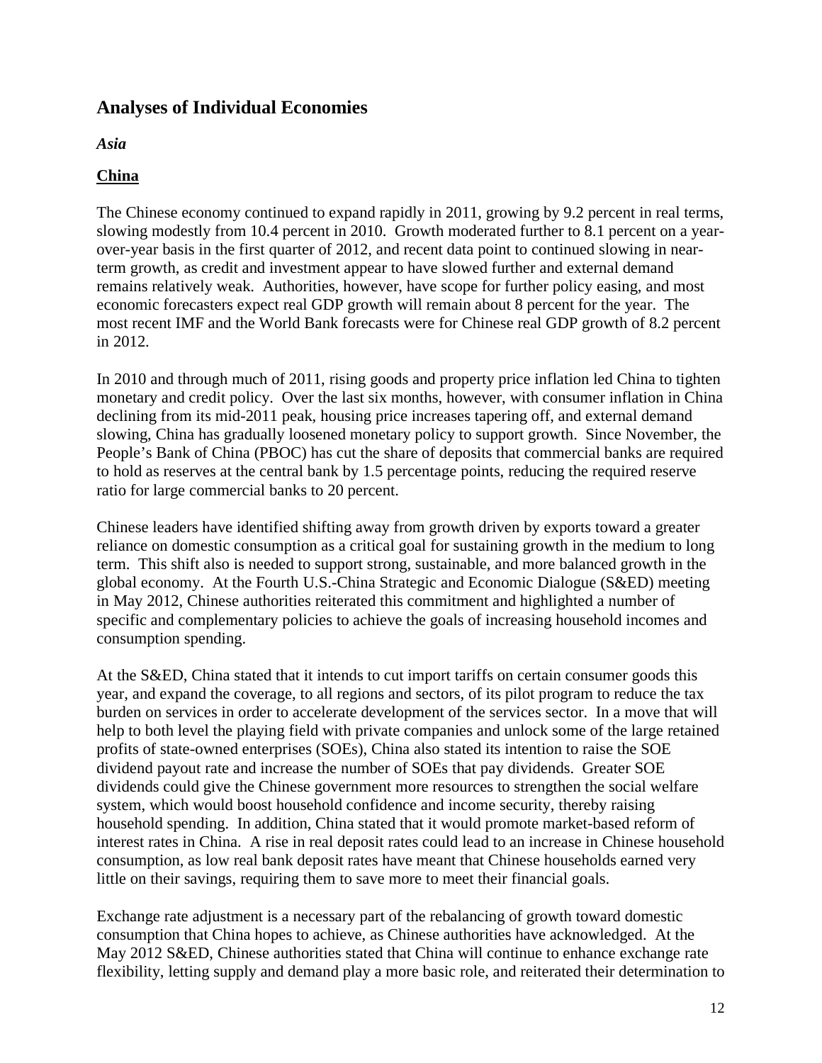## Analyses of Individual Economies

### *Asia*

### China

The Chinese economy continued to expand rapidly in 2011, growing by 9.2 percent in real terms, slowing modestly from 10.4 percent in 2010. Growth moderated further to 8.1 percent on a year-over-year basis in the first quarter of 2012, and recent data point to continued slowing in near-term growth, as credit and investment appear to have slowed further and external demand remains relatively weak. Authorities, however, have scope for further policy easing, and most economic forecasters expect real GDP growth will remain about 8 percent for the year. The most recent IMF and the World Bank forecasts were for Chinese real GDP growth of 8.2 percent in 2012.

In 2010 and through much of 2011, rising goods and property price inflation led China to tighten monetary and credit policy. Over the last six months, however, with consumer inflation in China declining from its mid-2011 peak, housing price increases tapering off, and external demand slowing, China has gradually loosened monetary policy to support growth. Since November, the People's Bank of China (PBOC) has cut the share of deposits that commercial banks are required to hold as reserves at the central bank by 1.5 percentage points, reducing the required reserve ratio for large commercial banks to 20 percent.

Chinese leaders have identified shifting away from growth driven by exports toward a greater reliance on domestic consumption as a critical goal for sustaining growth in the medium to long term. This shift also is needed to support strong, sustainable, and more balanced growth in the global economy. At the Fourth U.S.-China Strategic and Economic Dialogue (S&ED) meeting in May 2012, Chinese authorities reiterated this commitment and highlighted a number of specific and complementary policies to achieve the goals of increasing household incomes and consumption spending.

At the S&ED, China stated that it intends to cut import tariffs on certain consumer goods this year, and expand the coverage, to all regions and sectors, of its pilot program to reduce the tax burden on services in order to accelerate development of the services sector. In a move that will help to both level the playing field with private companies and unlock some of the large retained profits of state-owned enterprises (SOEs), China also stated its intention to raise the SOE dividend payout rate and increase the number of SOEs that pay dividends. Greater SOE dividends could give the Chinese government more resources to strengthen the social welfare system, which would boost household confidence and income security, thereby raising household spending. In addition, China stated that it would promote market-based reform of interest rates in China. A rise in real deposit rates could lead to an increase in Chinese household consumption, as low real bank deposit rates have meant that Chinese households earned very little on their savings, requiring them to save more to meet their financial goals.

Exchange rate adjustment is a necessary part of the rebalancing of growth toward domestic consumption that China hopes to achieve, as Chinese authorities have acknowledged. At the May 2012 S&ED, Chinese authorities stated that China will continue to enhance exchange rate flexibility, letting supply and demand play a more basic role, and reiterated their determination to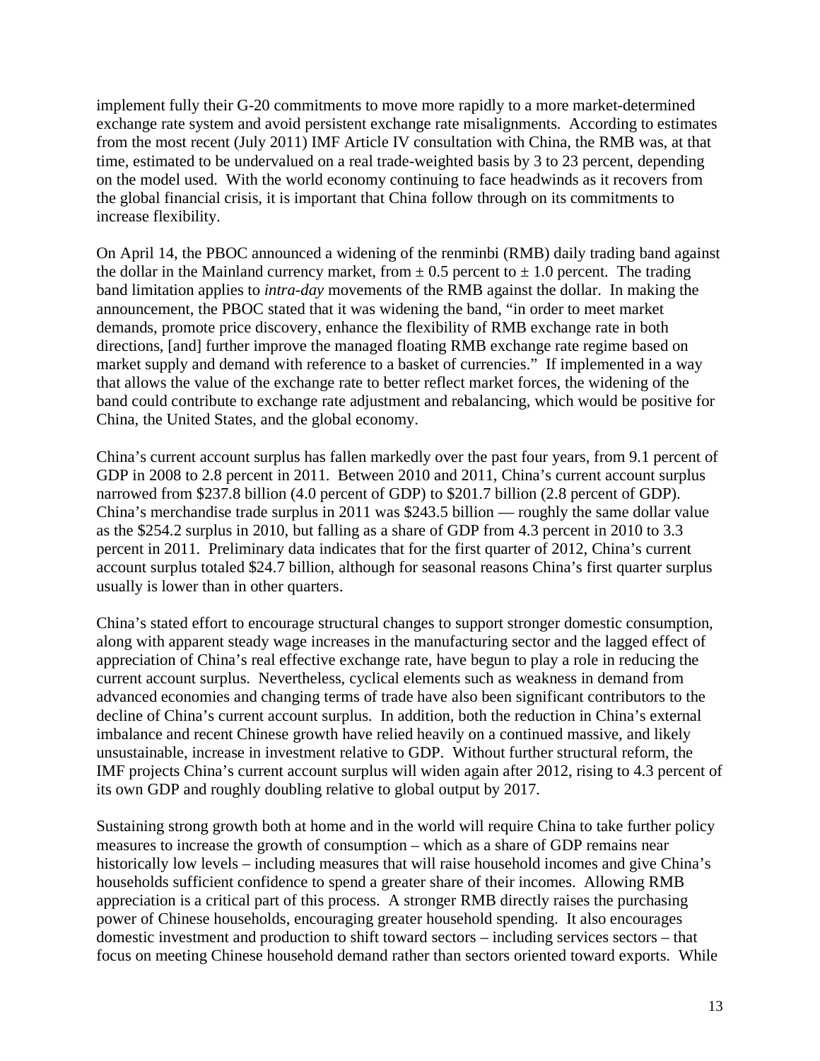implement fully their G-20 commitments to move more rapidly to a more market-determined exchange rate system and avoid persistent exchange rate misalignments. According to estimates from the most recent (July 2011) IMF Article IV consultation with China, the RMB was, at that time, estimated to be undervalued on a real trade-weighted basis by 3 to 23 percent, depending on the model used. With the world economy continuing to face headwinds as it recovers from the global financial crisis, it is important that China follow through on its commitments to increase flexibility.

On April 14, the PBOC announced a widening of the renminbi (RMB) daily trading band against the dollar in the Mainland currency market, from ± 0.5 percent to ± 1.0 percent. The trading band limitation applies to *intra-day* movements of the RMB against the dollar. In making the announcement, the PBOC stated that it was widening the band, "in order to meet market demands, promote price discovery, enhance the flexibility of RMB exchange rate in both directions, [and] further improve the managed floating RMB exchange rate regime based on market supply and demand with reference to a basket of currencies." If implemented in a way that allows the value of the exchange rate to better reflect market forces, the widening of the band could contribute to exchange rate adjustment and rebalancing, which would be positive for China, the United States, and the global economy.

China's current account surplus has fallen markedly over the past four years, from 9.1 percent of GDP in 2008 to 2.8 percent in 2011. Between 2010 and 2011, China's current account surplus narrowed from $237.8 billion (4.0 percent of GDP) to $201.7 billion (2.8 percent of GDP). China's merchandise trade surplus in 2011 was $243.5 billion — roughly the same dollar value as the $254.2 surplus in 2010, but falling as a share of GDP from 4.3 percent in 2010 to 3.3 percent in 2011. Preliminary data indicates that for the first quarter of 2012, China's current account surplus totaled $24.7 billion, although for seasonal reasons China's first quarter surplus usually is lower than in other quarters.

China's stated effort to encourage structural changes to support stronger domestic consumption, along with apparent steady wage increases in the manufacturing sector and the lagged effect of appreciation of China's real effective exchange rate, have begun to play a role in reducing the current account surplus. Nevertheless, cyclical elements such as weakness in demand from advanced economies and changing terms of trade have also been significant contributors to the decline of China's current account surplus. In addition, both the reduction in China's external imbalance and recent Chinese growth have relied heavily on a continued massive, and likely unsustainable, increase in investment relative to GDP. Without further structural reform, the IMF projects China's current account surplus will widen again after 2012, rising to 4.3 percent of its own GDP and roughly doubling relative to global output by 2017.

Sustaining strong growth both at home and in the world will require China to take further policy measures to increase the growth of consumption – which as a share of GDP remains near historically low levels – including measures that will raise household incomes and give China's households sufficient confidence to spend a greater share of their incomes. Allowing RMB appreciation is a critical part of this process. A stronger RMB directly raises the purchasing power of Chinese households, encouraging greater household spending. It also encourages domestic investment and production to shift toward sectors – including services sectors – that focus on meeting Chinese household demand rather than sectors oriented toward exports. While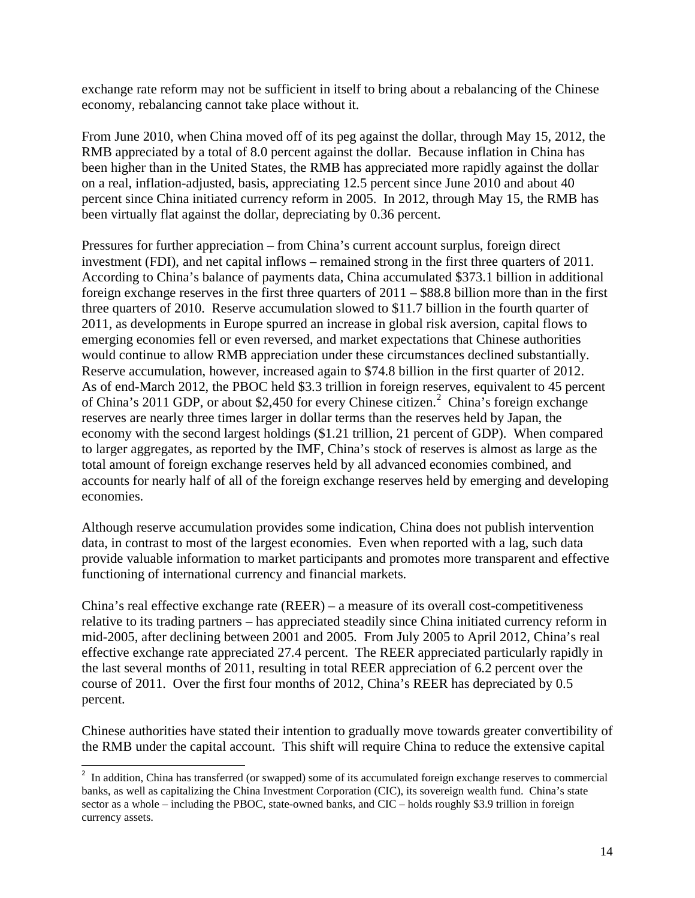exchange rate reform may not be sufficient in itself to bring about a rebalancing of the Chinese economy, rebalancing cannot take place without it.

From June 2010, when China moved off of its peg against the dollar, through May 15, 2012, the RMB appreciated by a total of 8.0 percent against the dollar. Because inflation in China has been higher than in the United States, the RMB has appreciated more rapidly against the dollar on a real, inflation-adjusted, basis, appreciating 12.5 percent since June 2010 and about 40 percent since China initiated currency reform in 2005. In 2012, through May 15, the RMB has been virtually flat against the dollar, depreciating by 0.36 percent.

Pressures for further appreciation – from China's current account surplus, foreign direct investment (FDI), and net capital inflows – remained strong in the first three quarters of 2011. According to China's balance of payments data, China accumulated $373.1 billion in additional foreign exchange reserves in the first three quarters of 2011 – $88.8 billion more than in the first three quarters of 2010. Reserve accumulation slowed to $11.7 billion in the fourth quarter of 2011, as developments in Europe spurred an increase in global risk aversion, capital flows to emerging economies fell or even reversed, and market expectations that Chinese authorities would continue to allow RMB appreciation under these circumstances declined substantially. Reserve accumulation, however, increased again to $74.8 billion in the first quarter of 2012. As of end-March 2012, the PBOC held $3.3 trillion in foreign reserves, equivalent to 45 percent of China's 2011 GDP, or about $2,450 for every Chinese citizen.[2] China's foreign exchange reserves are nearly three times larger in dollar terms than the reserves held by Japan, the economy with the second largest holdings ($1.21 trillion, 21 percent of GDP). When compared to larger aggregates, as reported by the IMF, China's stock of reserves is almost as large as the total amount of foreign exchange reserves held by all advanced economies combined, and accounts for nearly half of all of the foreign exchange reserves held by emerging and developing economies.

Although reserve accumulation provides some indication, China does not publish intervention data, in contrast to most of the largest economies. Even when reported with a lag, such data provide valuable information to market participants and promotes more transparent and effective functioning of international currency and financial markets.

China's real effective exchange rate (REER) – a measure of its overall cost-competitiveness relative to its trading partners – has appreciated steadily since China initiated currency reform in mid-2005, after declining between 2001 and 2005. From July 2005 to April 2012, China's real effective exchange rate appreciated 27.4 percent. The REER appreciated particularly rapidly in the last several months of 2011, resulting in total REER appreciation of 6.2 percent over the course of 2011. Over the first four months of 2012, China's REER has depreciated by 0.5 percent.

Chinese authorities have stated their intention to gradually move towards greater convertibility of the RMB under the capital account. This shift will require China to reduce the extensive capital

[2] In addition, China has transferred (or swapped) some of its accumulated foreign exchange reserves to commercial banks, as well as capitalizing the China Investment Corporation (CIC), its sovereign wealth fund. China's state sector as a whole – including the PBOC, state-owned banks, and CIC – holds roughly $3.9 trillion in foreign currency assets.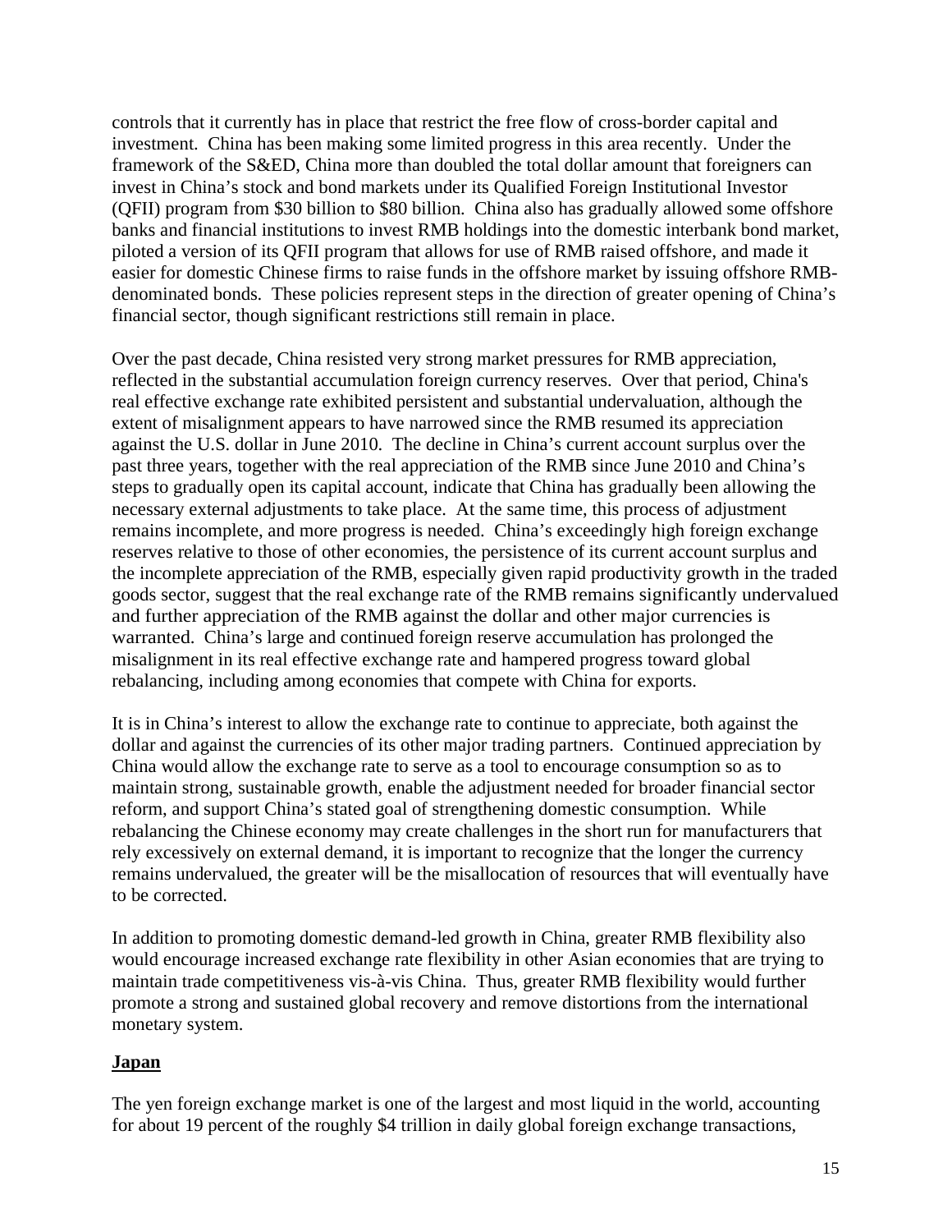controls that it currently has in place that restrict the free flow of cross-border capital and investment. China has been making some limited progress in this area recently. Under the framework of the S&ED, China more than doubled the total dollar amount that foreigners can invest in China's stock and bond markets under its Qualified Foreign Institutional Investor (QFII) program from $30 billion to $80 billion. China also has gradually allowed some offshore banks and financial institutions to invest RMB holdings into the domestic interbank bond market, piloted a version of its QFII program that allows for use of RMB raised offshore, and made it easier for domestic Chinese firms to raise funds in the offshore market by issuing offshore RMB-denominated bonds. These policies represent steps in the direction of greater opening of China's financial sector, though significant restrictions still remain in place.

Over the past decade, China resisted very strong market pressures for RMB appreciation, reflected in the substantial accumulation foreign currency reserves. Over that period, China's real effective exchange rate exhibited persistent and substantial undervaluation, although the extent of misalignment appears to have narrowed since the RMB resumed its appreciation against the U.S. dollar in June 2010. The decline in China's current account surplus over the past three years, together with the real appreciation of the RMB since June 2010 and China's steps to gradually open its capital account, indicate that China has gradually been allowing the necessary external adjustments to take place. At the same time, this process of adjustment remains incomplete, and more progress is needed. China's exceedingly high foreign exchange reserves relative to those of other economies, the persistence of its current account surplus and the incomplete appreciation of the RMB, especially given rapid productivity growth in the traded goods sector, suggest that the real exchange rate of the RMB remains significantly undervalued and further appreciation of the RMB against the dollar and other major currencies is warranted. China's large and continued foreign reserve accumulation has prolonged the misalignment in its real effective exchange rate and hampered progress toward global rebalancing, including among economies that compete with China for exports.

It is in China's interest to allow the exchange rate to continue to appreciate, both against the dollar and against the currencies of its other major trading partners. Continued appreciation by China would allow the exchange rate to serve as a tool to encourage consumption so as to maintain strong, sustainable growth, enable the adjustment needed for broader financial sector reform, and support China's stated goal of strengthening domestic consumption. While rebalancing the Chinese economy may create challenges in the short run for manufacturers that rely excessively on external demand, it is important to recognize that the longer the currency remains undervalued, the greater will be the misallocation of resources that will eventually have to be corrected.

In addition to promoting domestic demand-led growth in China, greater RMB flexibility also would encourage increased exchange rate flexibility in other Asian economies that are trying to maintain trade competitiveness vis-à-vis China. Thus, greater RMB flexibility would further promote a strong and sustained global recovery and remove distortions from the international monetary system.

## Japan

The yen foreign exchange market is one of the largest and most liquid in the world, accounting for about 19 percent of the roughly $4 trillion in daily global foreign exchange transactions,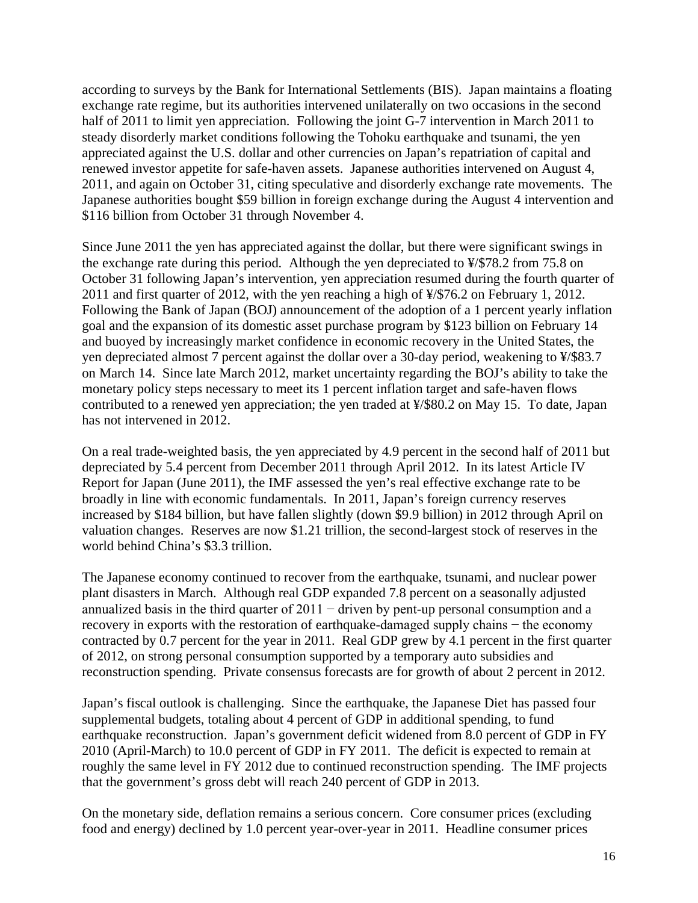according to surveys by the Bank for International Settlements (BIS). Japan maintains a floating exchange rate regime, but its authorities intervened unilaterally on two occasions in the second half of 2011 to limit yen appreciation. Following the joint G-7 intervention in March 2011 to steady disorderly market conditions following the Tohoku earthquake and tsunami, the yen appreciated against the U.S. dollar and other currencies on Japan's repatriation of capital and renewed investor appetite for safe-haven assets. Japanese authorities intervened on August 4, 2011, and again on October 31, citing speculative and disorderly exchange rate movements. The Japanese authorities bought $59 billion in foreign exchange during the August 4 intervention and $116 billion from October 31 through November 4.

Since June 2011 the yen has appreciated against the dollar, but there were significant swings in the exchange rate during this period. Although the yen depreciated to ¥/$78.2 from 75.8 on October 31 following Japan's intervention, yen appreciation resumed during the fourth quarter of 2011 and first quarter of 2012, with the yen reaching a high of ¥/$76.2 on February 1, 2012. Following the Bank of Japan (BOJ) announcement of the adoption of a 1 percent yearly inflation goal and the expansion of its domestic asset purchase program by $123 billion on February 14 and buoyed by increasingly market confidence in economic recovery in the United States, the yen depreciated almost 7 percent against the dollar over a 30-day period, weakening to ¥/$83.7 on March 14. Since late March 2012, market uncertainty regarding the BOJ's ability to take the monetary policy steps necessary to meet its 1 percent inflation target and safe-haven flows contributed to a renewed yen appreciation; the yen traded at ¥/$80.2 on May 15. To date, Japan has not intervened in 2012.

On a real trade-weighted basis, the yen appreciated by 4.9 percent in the second half of 2011 but depreciated by 5.4 percent from December 2011 through April 2012. In its latest Article IV Report for Japan (June 2011), the IMF assessed the yen's real effective exchange rate to be broadly in line with economic fundamentals. In 2011, Japan's foreign currency reserves increased by $184 billion, but have fallen slightly (down $9.9 billion) in 2012 through April on valuation changes. Reserves are now $1.21 trillion, the second-largest stock of reserves in the world behind China's $3.3 trillion.

The Japanese economy continued to recover from the earthquake, tsunami, and nuclear power plant disasters in March. Although real GDP expanded 7.8 percent on a seasonally adjusted annualized basis in the third quarter of 2011 − driven by pent-up personal consumption and a recovery in exports with the restoration of earthquake-damaged supply chains − the economy contracted by 0.7 percent for the year in 2011. Real GDP grew by 4.1 percent in the first quarter of 2012, on strong personal consumption supported by a temporary auto subsidies and reconstruction spending. Private consensus forecasts are for growth of about 2 percent in 2012.

Japan's fiscal outlook is challenging. Since the earthquake, the Japanese Diet has passed four supplemental budgets, totaling about 4 percent of GDP in additional spending, to fund earthquake reconstruction. Japan's government deficit widened from 8.0 percent of GDP in FY 2010 (April-March) to 10.0 percent of GDP in FY 2011. The deficit is expected to remain at roughly the same level in FY 2012 due to continued reconstruction spending. The IMF projects that the government's gross debt will reach 240 percent of GDP in 2013.

On the monetary side, deflation remains a serious concern. Core consumer prices (excluding food and energy) declined by 1.0 percent year-over-year in 2011. Headline consumer prices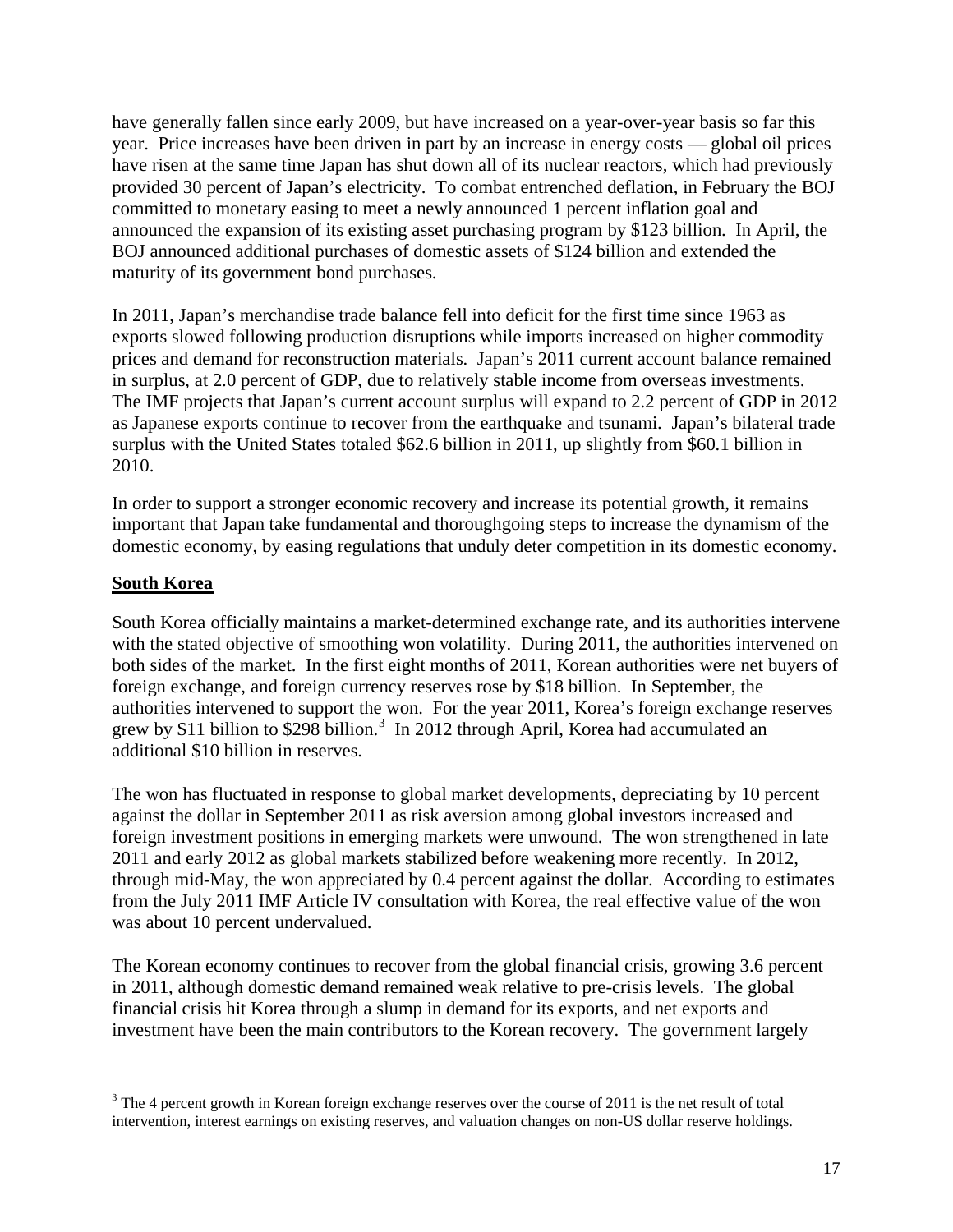have generally fallen since early 2009, but have increased on a year-over-year basis so far this year. Price increases have been driven in part by an increase in energy costs — global oil prices have risen at the same time Japan has shut down all of its nuclear reactors, which had previously provided 30 percent of Japan's electricity. To combat entrenched deflation, in February the BOJ committed to monetary easing to meet a newly announced 1 percent inflation goal and announced the expansion of its existing asset purchasing program by $123 billion. In April, the BOJ announced additional purchases of domestic assets of $124 billion and extended the maturity of its government bond purchases.

In 2011, Japan's merchandise trade balance fell into deficit for the first time since 1963 as exports slowed following production disruptions while imports increased on higher commodity prices and demand for reconstruction materials. Japan's 2011 current account balance remained in surplus, at 2.0 percent of GDP, due to relatively stable income from overseas investments. The IMF projects that Japan's current account surplus will expand to 2.2 percent of GDP in 2012 as Japanese exports continue to recover from the earthquake and tsunami. Japan's bilateral trade surplus with the United States totaled $62.6 billion in 2011, up slightly from $60.1 billion in 2010.

In order to support a stronger economic recovery and increase its potential growth, it remains important that Japan take fundamental and thoroughgoing steps to increase the dynamism of the domestic economy, by easing regulations that unduly deter competition in its domestic economy.

## South Korea

South Korea officially maintains a market-determined exchange rate, and its authorities intervene with the stated objective of smoothing won volatility. During 2011, the authorities intervened on both sides of the market. In the first eight months of 2011, Korean authorities were net buyers of foreign exchange, and foreign currency reserves rose by $18 billion. In September, the authorities intervened to support the won. For the year 2011, Korea's foreign exchange reserves grew by $11 billion to $298 billion.[3] In 2012 through April, Korea had accumulated an additional $10 billion in reserves.

The won has fluctuated in response to global market developments, depreciating by 10 percent against the dollar in September 2011 as risk aversion among global investors increased and foreign investment positions in emerging markets were unwound. The won strengthened in late 2011 and early 2012 as global markets stabilized before weakening more recently. In 2012, through mid-May, the won appreciated by 0.4 percent against the dollar. According to estimates from the July 2011 IMF Article IV consultation with Korea, the real effective value of the won was about 10 percent undervalued.

The Korean economy continues to recover from the global financial crisis, growing 3.6 percent in 2011, although domestic demand remained weak relative to pre-crisis levels. The global financial crisis hit Korea through a slump in demand for its exports, and net exports and investment have been the main contributors to the Korean recovery. The government largely

[3] The 4 percent growth in Korean foreign exchange reserves over the course of 2011 is the net result of total intervention, interest earnings on existing reserves, and valuation changes on non-US dollar reserve holdings.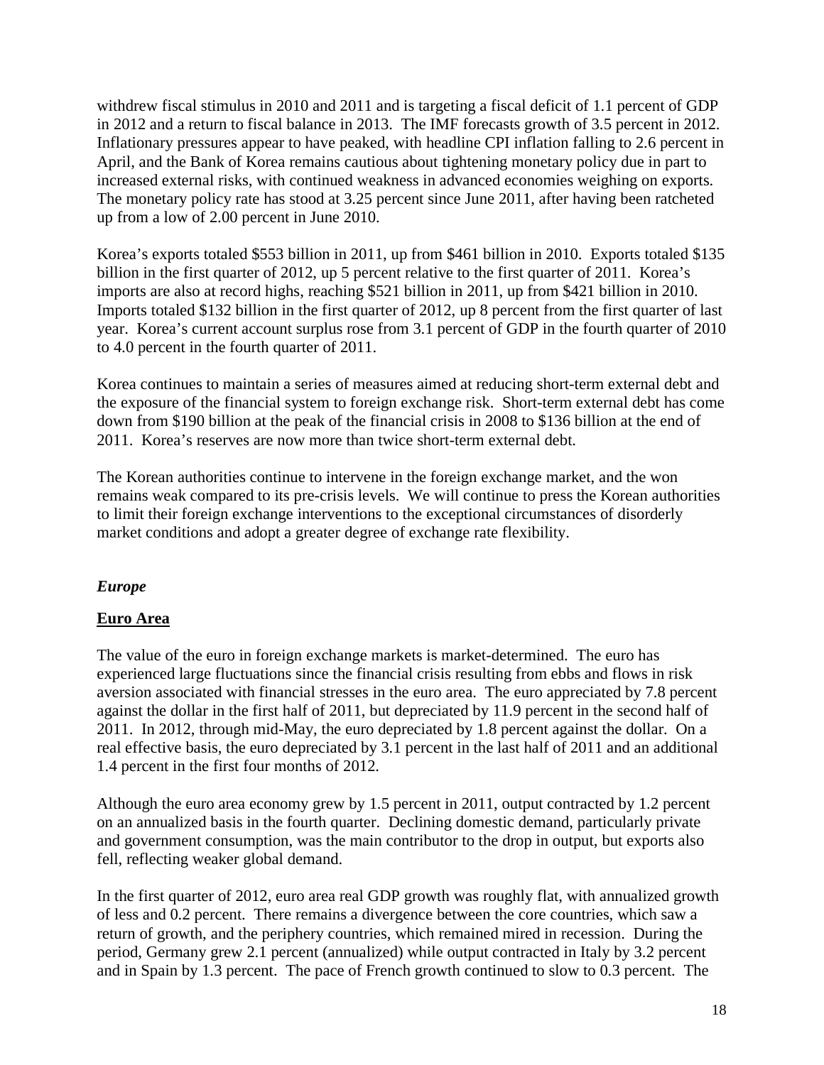withdrew fiscal stimulus in 2010 and 2011 and is targeting a fiscal deficit of 1.1 percent of GDP in 2012 and a return to fiscal balance in 2013. The IMF forecasts growth of 3.5 percent in 2012. Inflationary pressures appear to have peaked, with headline CPI inflation falling to 2.6 percent in April, and the Bank of Korea remains cautious about tightening monetary policy due in part to increased external risks, with continued weakness in advanced economies weighing on exports. The monetary policy rate has stood at 3.25 percent since June 2011, after having been ratcheted up from a low of 2.00 percent in June 2010.

Korea's exports totaled $553 billion in 2011, up from $461 billion in 2010. Exports totaled $135 billion in the first quarter of 2012, up 5 percent relative to the first quarter of 2011. Korea's imports are also at record highs, reaching $521 billion in 2011, up from $421 billion in 2010. Imports totaled $132 billion in the first quarter of 2012, up 8 percent from the first quarter of last year. Korea's current account surplus rose from 3.1 percent of GDP in the fourth quarter of 2010 to 4.0 percent in the fourth quarter of 2011.

Korea continues to maintain a series of measures aimed at reducing short-term external debt and the exposure of the financial system to foreign exchange risk. Short-term external debt has come down from $190 billion at the peak of the financial crisis in 2008 to $136 billion at the end of 2011. Korea's reserves are now more than twice short-term external debt.

The Korean authorities continue to intervene in the foreign exchange market, and the won remains weak compared to its pre-crisis levels. We will continue to press the Korean authorities to limit their foreign exchange interventions to the exceptional circumstances of disorderly market conditions and adopt a greater degree of exchange rate flexibility.

### *Europe*

#### **Euro Area**

The value of the euro in foreign exchange markets is market-determined. The euro has experienced large fluctuations since the financial crisis resulting from ebbs and flows in risk aversion associated with financial stresses in the euro area. The euro appreciated by 7.8 percent against the dollar in the first half of 2011, but depreciated by 11.9 percent in the second half of 2011. In 2012, through mid-May, the euro depreciated by 1.8 percent against the dollar. On a real effective basis, the euro depreciated by 3.1 percent in the last half of 2011 and an additional 1.4 percent in the first four months of 2012.

Although the euro area economy grew by 1.5 percent in 2011, output contracted by 1.2 percent on an annualized basis in the fourth quarter. Declining domestic demand, particularly private and government consumption, was the main contributor to the drop in output, but exports also fell, reflecting weaker global demand.

In the first quarter of 2012, euro area real GDP growth was roughly flat, with annualized growth of less and 0.2 percent. There remains a divergence between the core countries, which saw a return of growth, and the periphery countries, which remained mired in recession. During the period, Germany grew 2.1 percent (annualized) while output contracted in Italy by 3.2 percent and in Spain by 1.3 percent. The pace of French growth continued to slow to 0.3 percent. The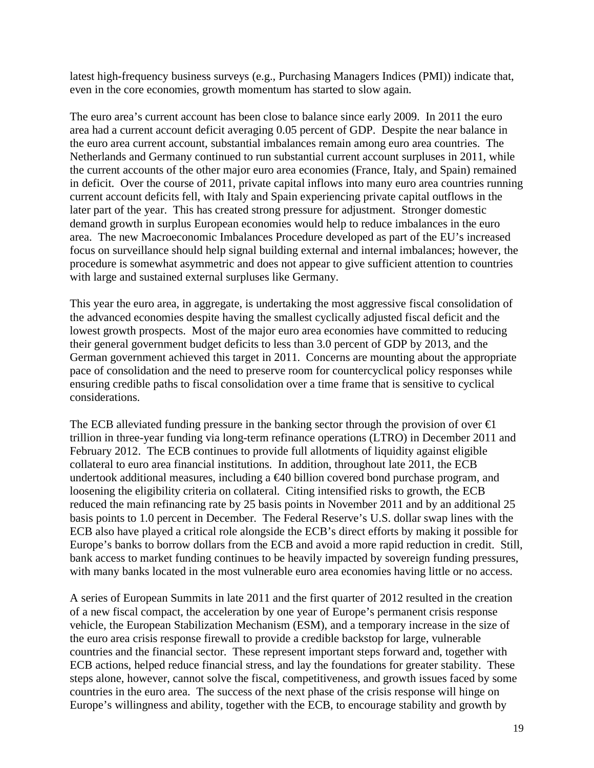latest high-frequency business surveys (e.g., Purchasing Managers Indices (PMI)) indicate that, even in the core economies, growth momentum has started to slow again.

The euro area's current account has been close to balance since early 2009. In 2011 the euro area had a current account deficit averaging 0.05 percent of GDP. Despite the near balance in the euro area current account, substantial imbalances remain among euro area countries. The Netherlands and Germany continued to run substantial current account surpluses in 2011, while the current accounts of the other major euro area economies (France, Italy, and Spain) remained in deficit. Over the course of 2011, private capital inflows into many euro area countries running current account deficits fell, with Italy and Spain experiencing private capital outflows in the later part of the year. This has created strong pressure for adjustment. Stronger domestic demand growth in surplus European economies would help to reduce imbalances in the euro area. The new Macroeconomic Imbalances Procedure developed as part of the EU's increased focus on surveillance should help signal building external and internal imbalances; however, the procedure is somewhat asymmetric and does not appear to give sufficient attention to countries with large and sustained external surpluses like Germany.

This year the euro area, in aggregate, is undertaking the most aggressive fiscal consolidation of the advanced economies despite having the smallest cyclically adjusted fiscal deficit and the lowest growth prospects. Most of the major euro area economies have committed to reducing their general government budget deficits to less than 3.0 percent of GDP by 2013, and the German government achieved this target in 2011. Concerns are mounting about the appropriate pace of consolidation and the need to preserve room for countercyclical policy responses while ensuring credible paths to fiscal consolidation over a time frame that is sensitive to cyclical considerations.

The ECB alleviated funding pressure in the banking sector through the provision of over €1 trillion in three-year funding via long-term refinance operations (LTRO) in December 2011 and February 2012. The ECB continues to provide full allotments of liquidity against eligible collateral to euro area financial institutions. In addition, throughout late 2011, the ECB undertook additional measures, including a €40 billion covered bond purchase program, and loosening the eligibility criteria on collateral. Citing intensified risks to growth, the ECB reduced the main refinancing rate by 25 basis points in November 2011 and by an additional 25 basis points to 1.0 percent in December. The Federal Reserve's U.S. dollar swap lines with the ECB also have played a critical role alongside the ECB's direct efforts by making it possible for Europe's banks to borrow dollars from the ECB and avoid a more rapid reduction in credit. Still, bank access to market funding continues to be heavily impacted by sovereign funding pressures, with many banks located in the most vulnerable euro area economies having little or no access.

A series of European Summits in late 2011 and the first quarter of 2012 resulted in the creation of a new fiscal compact, the acceleration by one year of Europe's permanent crisis response vehicle, the European Stabilization Mechanism (ESM), and a temporary increase in the size of the euro area crisis response firewall to provide a credible backstop for large, vulnerable countries and the financial sector. These represent important steps forward and, together with ECB actions, helped reduce financial stress, and lay the foundations for greater stability. These steps alone, however, cannot solve the fiscal, competitiveness, and growth issues faced by some countries in the euro area. The success of the next phase of the crisis response will hinge on Europe's willingness and ability, together with the ECB, to encourage stability and growth by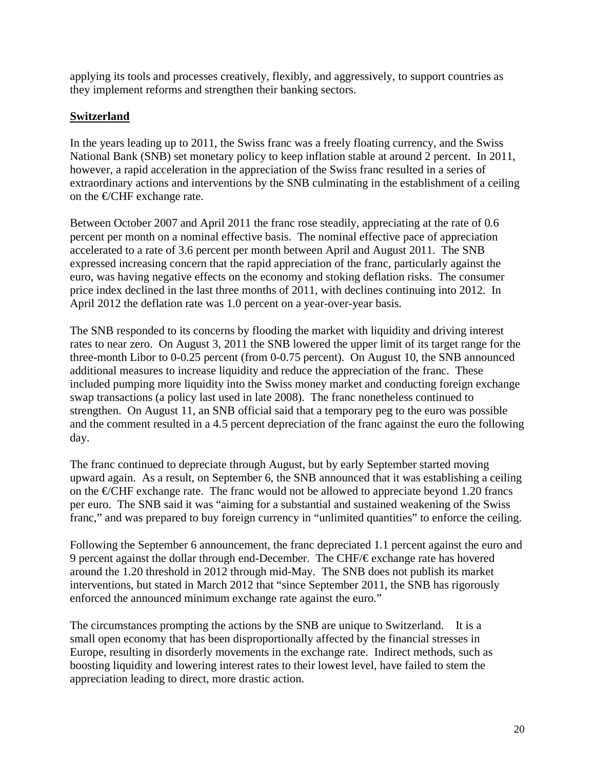applying its tools and processes creatively, flexibly, and aggressively, to support countries as they implement reforms and strengthen their banking sectors.

## Switzerland

In the years leading up to 2011, the Swiss franc was a freely floating currency, and the Swiss National Bank (SNB) set monetary policy to keep inflation stable at around 2 percent. In 2011, however, a rapid acceleration in the appreciation of the Swiss franc resulted in a series of extraordinary actions and interventions by the SNB culminating in the establishment of a ceiling on the €/CHF exchange rate.

Between October 2007 and April 2011 the franc rose steadily, appreciating at the rate of 0.6 percent per month on a nominal effective basis. The nominal effective pace of appreciation accelerated to a rate of 3.6 percent per month between April and August 2011. The SNB expressed increasing concern that the rapid appreciation of the franc, particularly against the euro, was having negative effects on the economy and stoking deflation risks. The consumer price index declined in the last three months of 2011, with declines continuing into 2012. In April 2012 the deflation rate was 1.0 percent on a year-over-year basis.

The SNB responded to its concerns by flooding the market with liquidity and driving interest rates to near zero. On August 3, 2011 the SNB lowered the upper limit of its target range for the three-month Libor to 0-0.25 percent (from 0-0.75 percent). On August 10, the SNB announced additional measures to increase liquidity and reduce the appreciation of the franc. These included pumping more liquidity into the Swiss money market and conducting foreign exchange swap transactions (a policy last used in late 2008). The franc nonetheless continued to strengthen. On August 11, an SNB official said that a temporary peg to the euro was possible and the comment resulted in a 4.5 percent depreciation of the franc against the euro the following day.

The franc continued to depreciate through August, but by early September started moving upward again. As a result, on September 6, the SNB announced that it was establishing a ceiling on the €/CHF exchange rate. The franc would not be allowed to appreciate beyond 1.20 francs per euro. The SNB said it was "aiming for a substantial and sustained weakening of the Swiss franc," and was prepared to buy foreign currency in "unlimited quantities" to enforce the ceiling.

Following the September 6 announcement, the franc depreciated 1.1 percent against the euro and 9 percent against the dollar through end-December. The CHF/€ exchange rate has hovered around the 1.20 threshold in 2012 through mid-May. The SNB does not publish its market interventions, but stated in March 2012 that "since September 2011, the SNB has rigorously enforced the announced minimum exchange rate against the euro."

The circumstances prompting the actions by the SNB are unique to Switzerland. It is a small open economy that has been disproportionally affected by the financial stresses in Europe, resulting in disorderly movements in the exchange rate. Indirect methods, such as boosting liquidity and lowering interest rates to their lowest level, have failed to stem the appreciation leading to direct, more drastic action.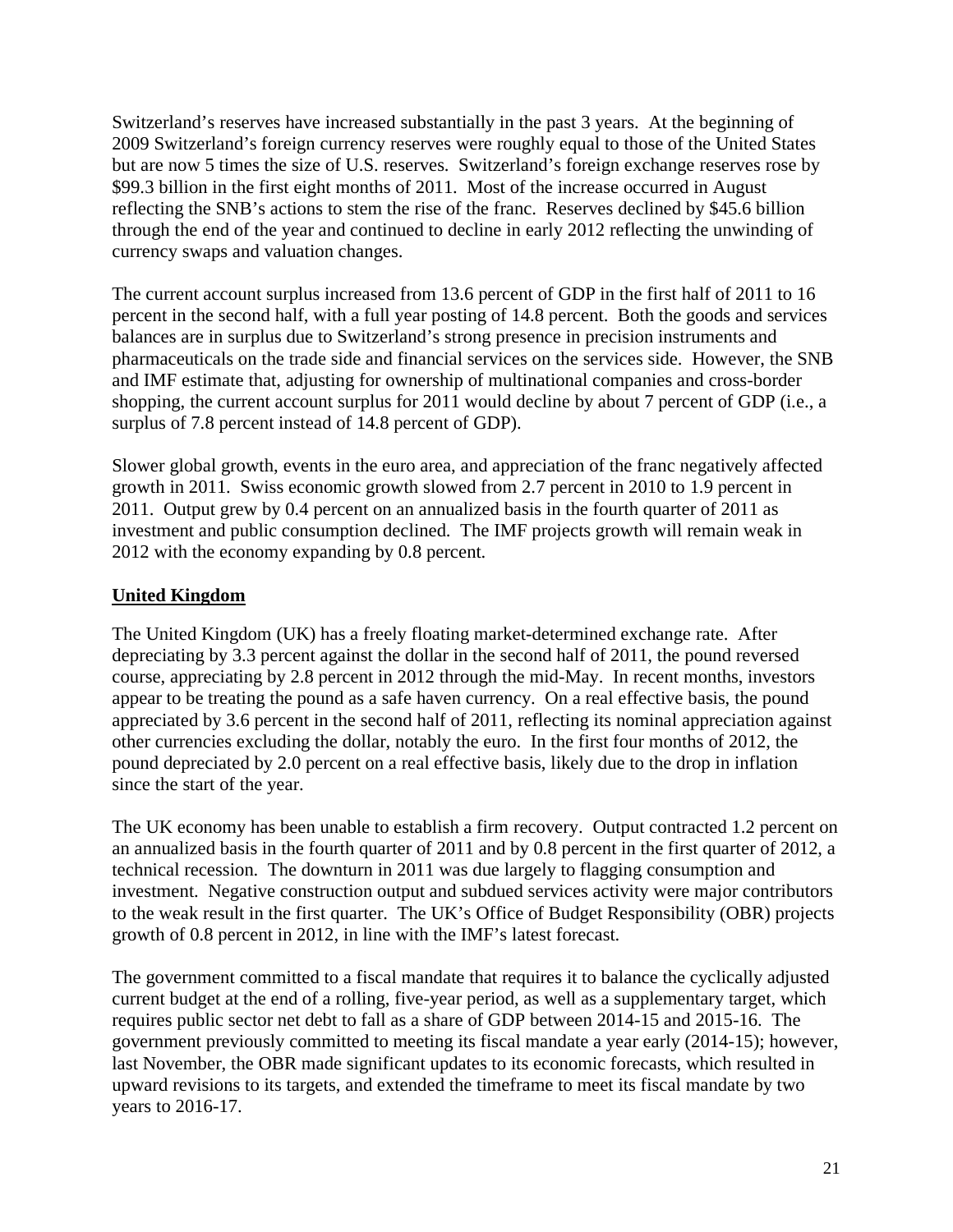Switzerland's reserves have increased substantially in the past 3 years. At the beginning of 2009 Switzerland's foreign currency reserves were roughly equal to those of the United States but are now 5 times the size of U.S. reserves. Switzerland's foreign exchange reserves rose by $99.3 billion in the first eight months of 2011. Most of the increase occurred in August reflecting the SNB's actions to stem the rise of the franc. Reserves declined by $45.6 billion through the end of the year and continued to decline in early 2012 reflecting the unwinding of currency swaps and valuation changes.

The current account surplus increased from 13.6 percent of GDP in the first half of 2011 to 16 percent in the second half, with a full year posting of 14.8 percent. Both the goods and services balances are in surplus due to Switzerland's strong presence in precision instruments and pharmaceuticals on the trade side and financial services on the services side. However, the SNB and IMF estimate that, adjusting for ownership of multinational companies and cross-border shopping, the current account surplus for 2011 would decline by about 7 percent of GDP (i.e., a surplus of 7.8 percent instead of 14.8 percent of GDP).

Slower global growth, events in the euro area, and appreciation of the franc negatively affected growth in 2011. Swiss economic growth slowed from 2.7 percent in 2010 to 1.9 percent in 2011. Output grew by 0.4 percent on an annualized basis in the fourth quarter of 2011 as investment and public consumption declined. The IMF projects growth will remain weak in 2012 with the economy expanding by 0.8 percent.

## United Kingdom

The United Kingdom (UK) has a freely floating market-determined exchange rate. After depreciating by 3.3 percent against the dollar in the second half of 2011, the pound reversed course, appreciating by 2.8 percent in 2012 through the mid-May. In recent months, investors appear to be treating the pound as a safe haven currency. On a real effective basis, the pound appreciated by 3.6 percent in the second half of 2011, reflecting its nominal appreciation against other currencies excluding the dollar, notably the euro. In the first four months of 2012, the pound depreciated by 2.0 percent on a real effective basis, likely due to the drop in inflation since the start of the year.

The UK economy has been unable to establish a firm recovery. Output contracted 1.2 percent on an annualized basis in the fourth quarter of 2011 and by 0.8 percent in the first quarter of 2012, a technical recession. The downturn in 2011 was due largely to flagging consumption and investment. Negative construction output and subdued services activity were major contributors to the weak result in the first quarter. The UK's Office of Budget Responsibility (OBR) projects growth of 0.8 percent in 2012, in line with the IMF's latest forecast.

The government committed to a fiscal mandate that requires it to balance the cyclically adjusted current budget at the end of a rolling, five-year period, as well as a supplementary target, which requires public sector net debt to fall as a share of GDP between 2014-15 and 2015-16. The government previously committed to meeting its fiscal mandate a year early (2014-15); however, last November, the OBR made significant updates to its economic forecasts, which resulted in upward revisions to its targets, and extended the timeframe to meet its fiscal mandate by two years to 2016-17.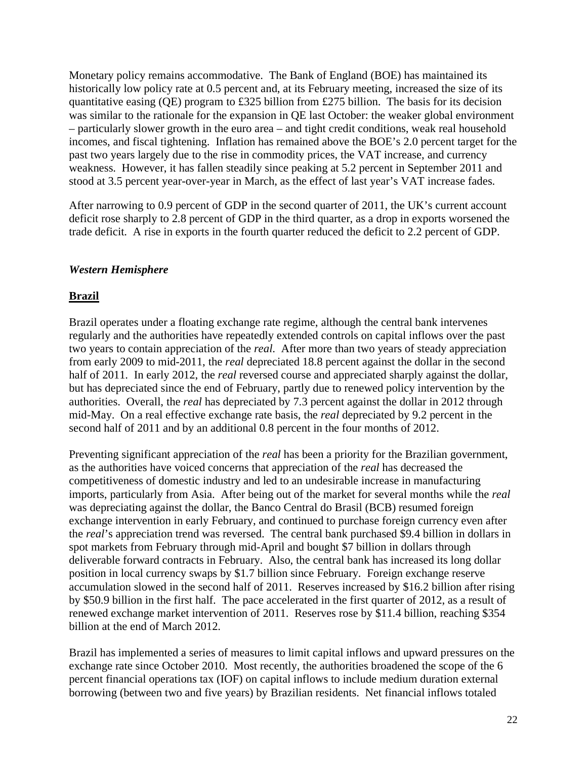Monetary policy remains accommodative. The Bank of England (BOE) has maintained its historically low policy rate at 0.5 percent and, at its February meeting, increased the size of its quantitative easing (QE) program to £325 billion from £275 billion. The basis for its decision was similar to the rationale for the expansion in QE last October: the weaker global environment – particularly slower growth in the euro area – and tight credit conditions, weak real household incomes, and fiscal tightening. Inflation has remained above the BOE's 2.0 percent target for the past two years largely due to the rise in commodity prices, the VAT increase, and currency weakness. However, it has fallen steadily since peaking at 5.2 percent in September 2011 and stood at 3.5 percent year-over-year in March, as the effect of last year's VAT increase fades.

After narrowing to 0.9 percent of GDP in the second quarter of 2011, the UK's current account deficit rose sharply to 2.8 percent of GDP in the third quarter, as a drop in exports worsened the trade deficit. A rise in exports in the fourth quarter reduced the deficit to 2.2 percent of GDP.

### *Western Hemisphere*

#### **Brazil**

Brazil operates under a floating exchange rate regime, although the central bank intervenes regularly and the authorities have repeatedly extended controls on capital inflows over the past two years to contain appreciation of the *real*. After more than two years of steady appreciation from early 2009 to mid-2011, the *real* depreciated 18.8 percent against the dollar in the second half of 2011. In early 2012, the *real* reversed course and appreciated sharply against the dollar, but has depreciated since the end of February, partly due to renewed policy intervention by the authorities. Overall, the *real* has depreciated by 7.3 percent against the dollar in 2012 through mid-May. On a real effective exchange rate basis, the *real* depreciated by 9.2 percent in the second half of 2011 and by an additional 0.8 percent in the four months of 2012.

Preventing significant appreciation of the *real* has been a priority for the Brazilian government, as the authorities have voiced concerns that appreciation of the *real* has decreased the competitiveness of domestic industry and led to an undesirable increase in manufacturing imports, particularly from Asia. After being out of the market for several months while the *real* was depreciating against the dollar, the Banco Central do Brasil (BCB) resumed foreign exchange intervention in early February, and continued to purchase foreign currency even after the *real*'s appreciation trend was reversed. The central bank purchased \$9.4 billion in dollars in spot markets from February through mid-April and bought \$7 billion in dollars through deliverable forward contracts in February. Also, the central bank has increased its long dollar position in local currency swaps by \$1.7 billion since February. Foreign exchange reserve accumulation slowed in the second half of 2011. Reserves increased by \$16.2 billion after rising by \$50.9 billion in the first half. The pace accelerated in the first quarter of 2012, as a result of renewed exchange market intervention of 2011. Reserves rose by \$11.4 billion, reaching \$354 billion at the end of March 2012.

Brazil has implemented a series of measures to limit capital inflows and upward pressures on the exchange rate since October 2010. Most recently, the authorities broadened the scope of the 6 percent financial operations tax (IOF) on capital inflows to include medium duration external borrowing (between two and five years) by Brazilian residents. Net financial inflows totaled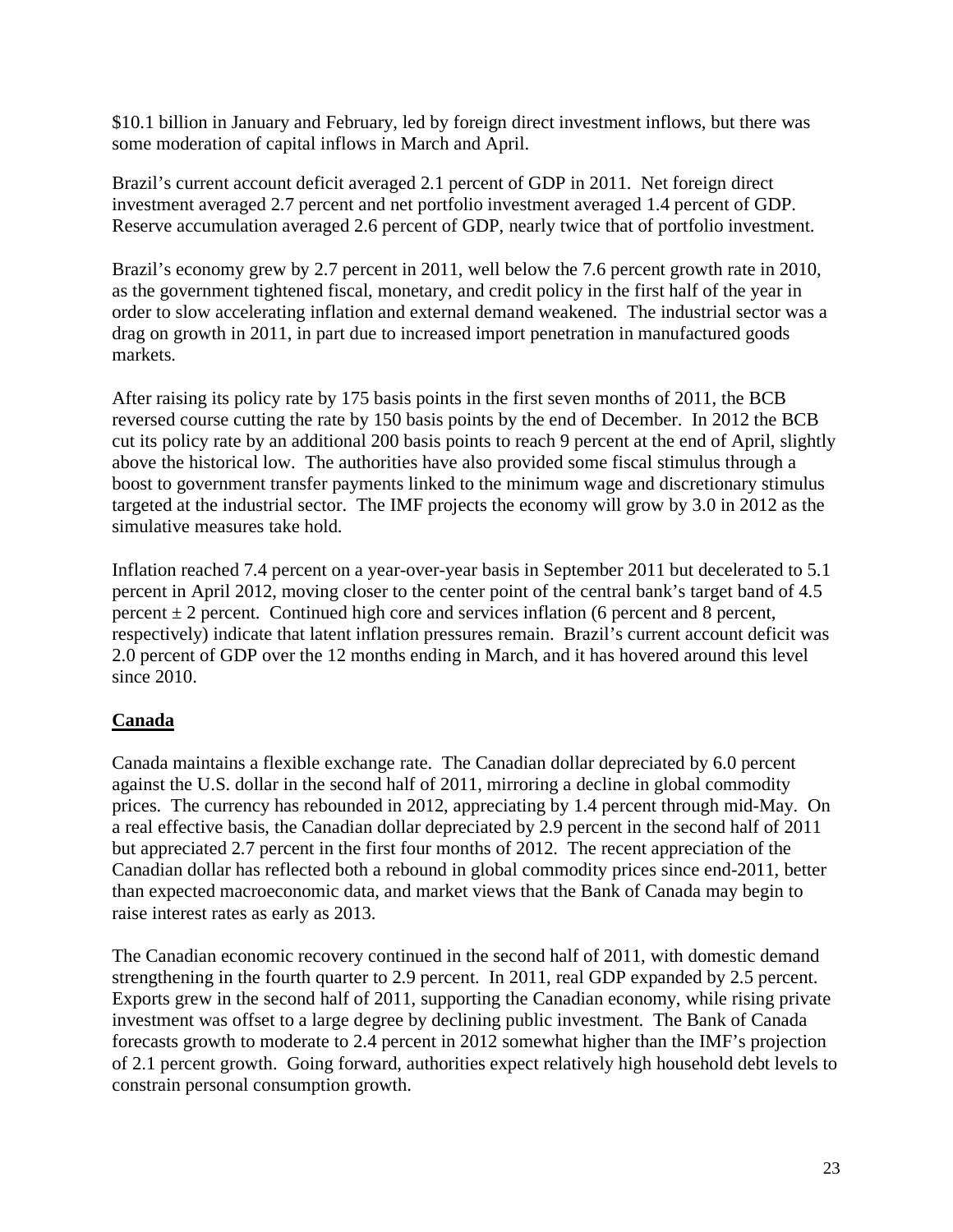$10.1 billion in January and February, led by foreign direct investment inflows, but there was some moderation of capital inflows in March and April.

Brazil's current account deficit averaged 2.1 percent of GDP in 2011. Net foreign direct investment averaged 2.7 percent and net portfolio investment averaged 1.4 percent of GDP. Reserve accumulation averaged 2.6 percent of GDP, nearly twice that of portfolio investment.

Brazil's economy grew by 2.7 percent in 2011, well below the 7.6 percent growth rate in 2010, as the government tightened fiscal, monetary, and credit policy in the first half of the year in order to slow accelerating inflation and external demand weakened. The industrial sector was a drag on growth in 2011, in part due to increased import penetration in manufactured goods markets.

After raising its policy rate by 175 basis points in the first seven months of 2011, the BCB reversed course cutting the rate by 150 basis points by the end of December. In 2012 the BCB cut its policy rate by an additional 200 basis points to reach 9 percent at the end of April, slightly above the historical low. The authorities have also provided some fiscal stimulus through a boost to government transfer payments linked to the minimum wage and discretionary stimulus targeted at the industrial sector. The IMF projects the economy will grow by 3.0 in 2012 as the simulative measures take hold.

Inflation reached 7.4 percent on a year-over-year basis in September 2011 but decelerated to 5.1 percent in April 2012, moving closer to the center point of the central bank's target band of 4.5 percent ± 2 percent. Continued high core and services inflation (6 percent and 8 percent, respectively) indicate that latent inflation pressures remain. Brazil's current account deficit was 2.0 percent of GDP over the 12 months ending in March, and it has hovered around this level since 2010.

## Canada

Canada maintains a flexible exchange rate. The Canadian dollar depreciated by 6.0 percent against the U.S. dollar in the second half of 2011, mirroring a decline in global commodity prices. The currency has rebounded in 2012, appreciating by 1.4 percent through mid-May. On a real effective basis, the Canadian dollar depreciated by 2.9 percent in the second half of 2011 but appreciated 2.7 percent in the first four months of 2012. The recent appreciation of the Canadian dollar has reflected both a rebound in global commodity prices since end-2011, better than expected macroeconomic data, and market views that the Bank of Canada may begin to raise interest rates as early as 2013.

The Canadian economic recovery continued in the second half of 2011, with domestic demand strengthening in the fourth quarter to 2.9 percent. In 2011, real GDP expanded by 2.5 percent. Exports grew in the second half of 2011, supporting the Canadian economy, while rising private investment was offset to a large degree by declining public investment. The Bank of Canada forecasts growth to moderate to 2.4 percent in 2012 somewhat higher than the IMF's projection of 2.1 percent growth. Going forward, authorities expect relatively high household debt levels to constrain personal consumption growth.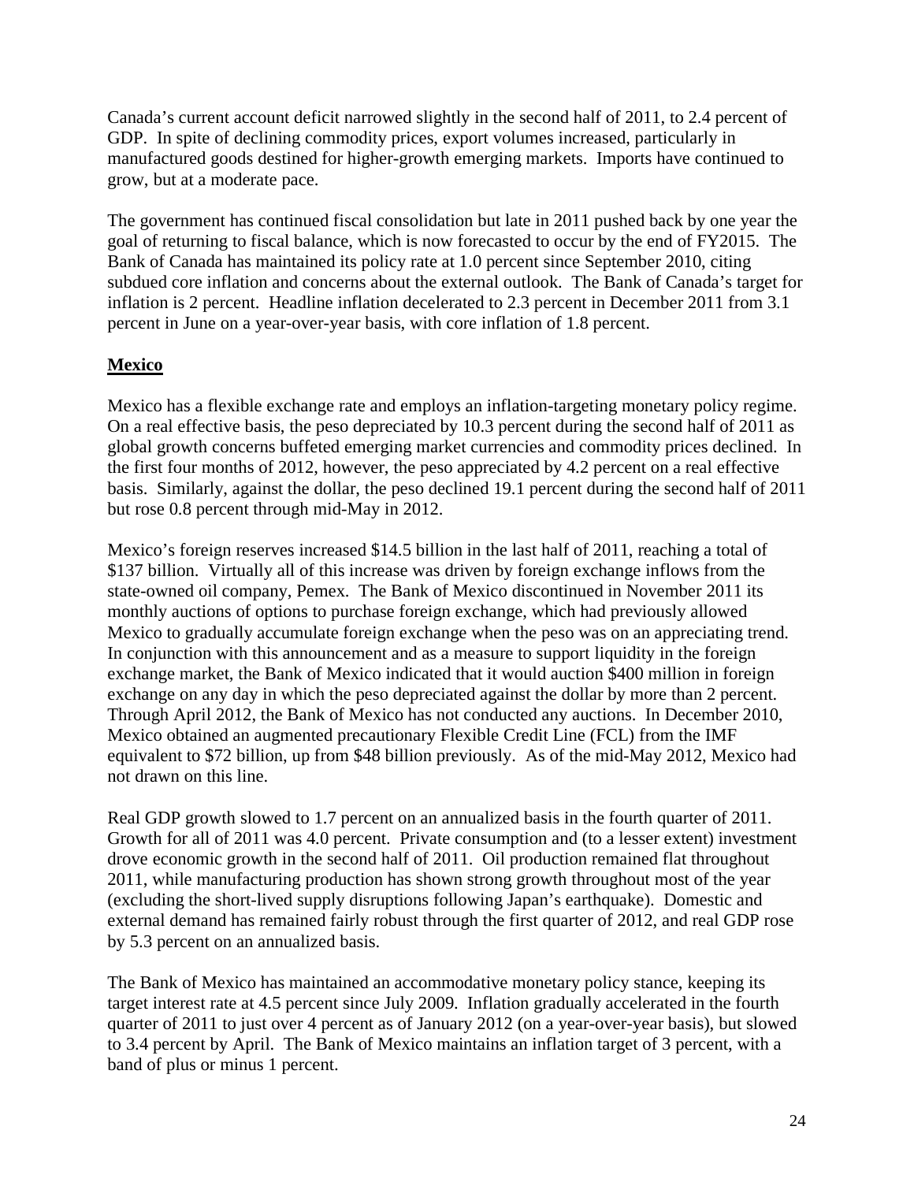Canada's current account deficit narrowed slightly in the second half of 2011, to 2.4 percent of GDP. In spite of declining commodity prices, export volumes increased, particularly in manufactured goods destined for higher-growth emerging markets. Imports have continued to grow, but at a moderate pace.

The government has continued fiscal consolidation but late in 2011 pushed back by one year the goal of returning to fiscal balance, which is now forecasted to occur by the end of FY2015. The Bank of Canada has maintained its policy rate at 1.0 percent since September 2010, citing subdued core inflation and concerns about the external outlook. The Bank of Canada's target for inflation is 2 percent. Headline inflation decelerated to 2.3 percent in December 2011 from 3.1 percent in June on a year-over-year basis, with core inflation of 1.8 percent.

## Mexico

Mexico has a flexible exchange rate and employs an inflation-targeting monetary policy regime. On a real effective basis, the peso depreciated by 10.3 percent during the second half of 2011 as global growth concerns buffeted emerging market currencies and commodity prices declined. In the first four months of 2012, however, the peso appreciated by 4.2 percent on a real effective basis. Similarly, against the dollar, the peso declined 19.1 percent during the second half of 2011 but rose 0.8 percent through mid-May in 2012.

Mexico's foreign reserves increased $14.5 billion in the last half of 2011, reaching a total of $137 billion. Virtually all of this increase was driven by foreign exchange inflows from the state-owned oil company, Pemex. The Bank of Mexico discontinued in November 2011 its monthly auctions of options to purchase foreign exchange, which had previously allowed Mexico to gradually accumulate foreign exchange when the peso was on an appreciating trend. In conjunction with this announcement and as a measure to support liquidity in the foreign exchange market, the Bank of Mexico indicated that it would auction $400 million in foreign exchange on any day in which the peso depreciated against the dollar by more than 2 percent. Through April 2012, the Bank of Mexico has not conducted any auctions. In December 2010, Mexico obtained an augmented precautionary Flexible Credit Line (FCL) from the IMF equivalent to $72 billion, up from $48 billion previously. As of the mid-May 2012, Mexico had not drawn on this line.

Real GDP growth slowed to 1.7 percent on an annualized basis in the fourth quarter of 2011. Growth for all of 2011 was 4.0 percent. Private consumption and (to a lesser extent) investment drove economic growth in the second half of 2011. Oil production remained flat throughout 2011, while manufacturing production has shown strong growth throughout most of the year (excluding the short-lived supply disruptions following Japan's earthquake). Domestic and external demand has remained fairly robust through the first quarter of 2012, and real GDP rose by 5.3 percent on an annualized basis.

The Bank of Mexico has maintained an accommodative monetary policy stance, keeping its target interest rate at 4.5 percent since July 2009. Inflation gradually accelerated in the fourth quarter of 2011 to just over 4 percent as of January 2012 (on a year-over-year basis), but slowed to 3.4 percent by April. The Bank of Mexico maintains an inflation target of 3 percent, with a band of plus or minus 1 percent.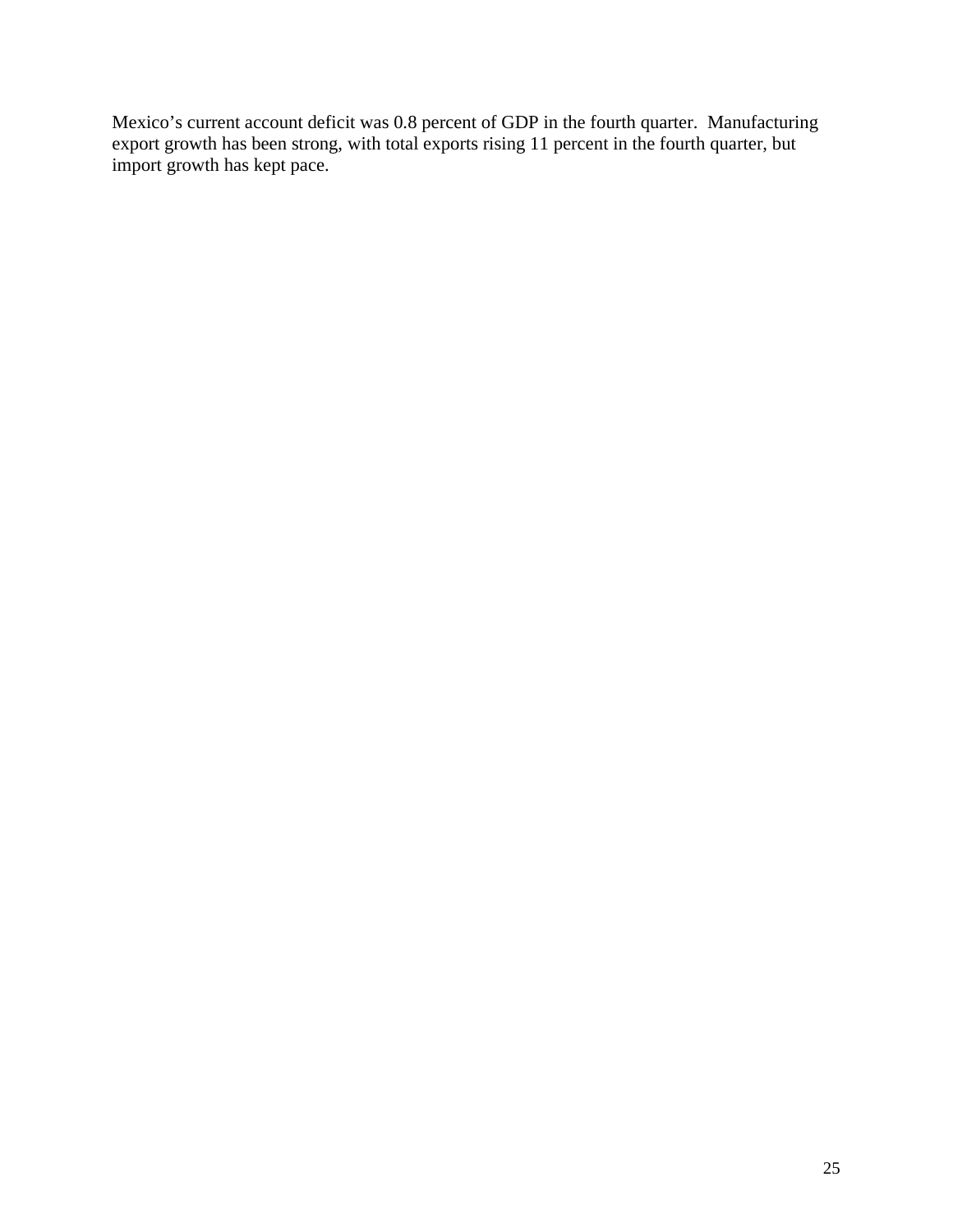Mexico's current account deficit was 0.8 percent of GDP in the fourth quarter. Manufacturing export growth has been strong, with total exports rising 11 percent in the fourth quarter, but import growth has kept pace.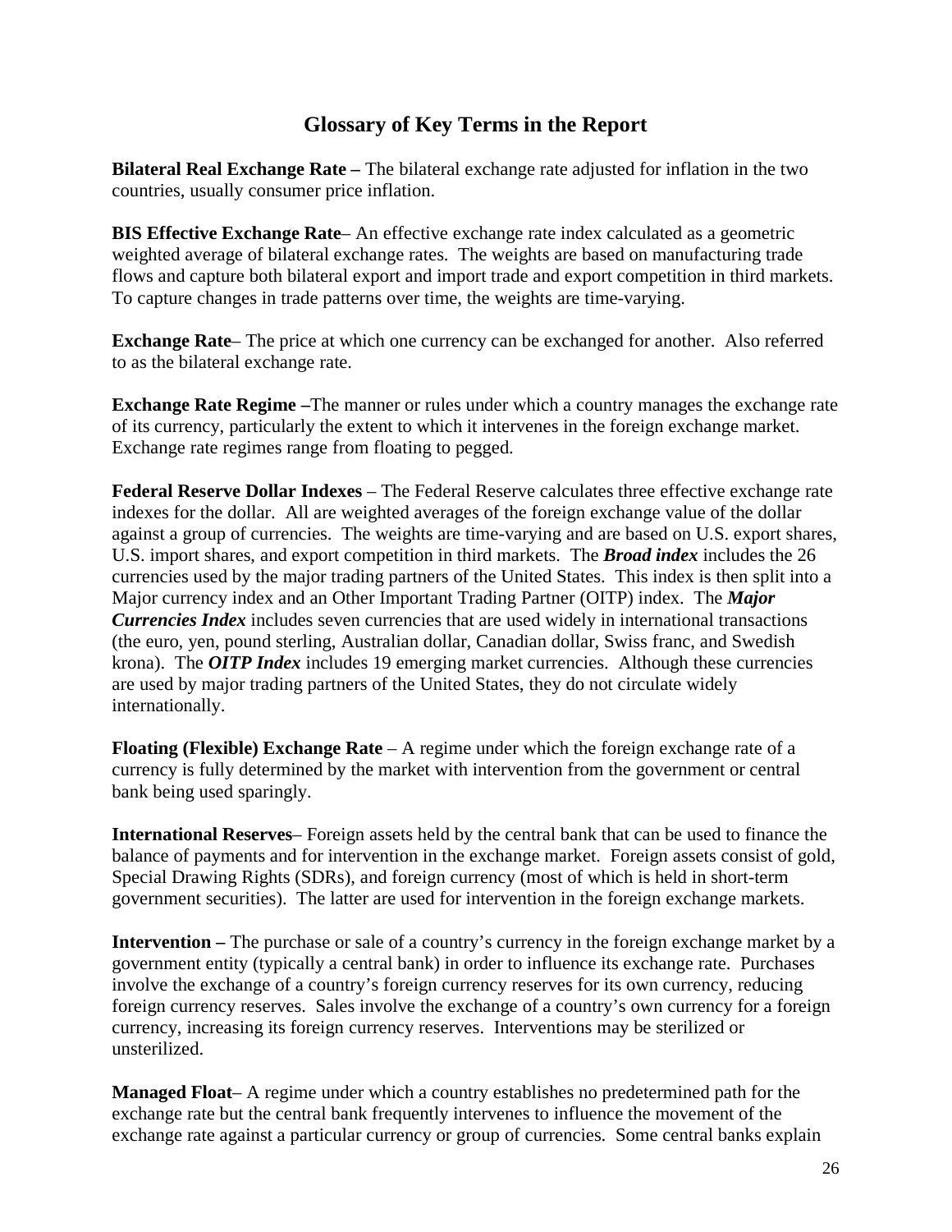## Glossary of Key Terms in the Report

**Bilateral Real Exchange Rate –** The bilateral exchange rate adjusted for inflation in the two countries, usually consumer price inflation.

**BIS Effective Exchange Rate**– An effective exchange rate index calculated as a geometric weighted average of bilateral exchange rates. The weights are based on manufacturing trade flows and capture both bilateral export and import trade and export competition in third markets. To capture changes in trade patterns over time, the weights are time-varying.

**Exchange Rate**– The price at which one currency can be exchanged for another. Also referred to as the bilateral exchange rate.

**Exchange Rate Regime –**The manner or rules under which a country manages the exchange rate of its currency, particularly the extent to which it intervenes in the foreign exchange market. Exchange rate regimes range from floating to pegged.

**Federal Reserve Dollar Indexes** – The Federal Reserve calculates three effective exchange rate indexes for the dollar. All are weighted averages of the foreign exchange value of the dollar against a group of currencies. The weights are time-varying and are based on U.S. export shares, U.S. import shares, and export competition in third markets. The ***Broad index*** includes the 26 currencies used by the major trading partners of the United States. This index is then split into a Major currency index and an Other Important Trading Partner (OITP) index. The ***Major Currencies Index*** includes seven currencies that are used widely in international transactions (the euro, yen, pound sterling, Australian dollar, Canadian dollar, Swiss franc, and Swedish krona). The ***OITP Index*** includes 19 emerging market currencies. Although these currencies are used by major trading partners of the United States, they do not circulate widely internationally.

**Floating (Flexible) Exchange Rate** – A regime under which the foreign exchange rate of a currency is fully determined by the market with intervention from the government or central bank being used sparingly.

**International Reserves**– Foreign assets held by the central bank that can be used to finance the balance of payments and for intervention in the exchange market. Foreign assets consist of gold, Special Drawing Rights (SDRs), and foreign currency (most of which is held in short-term government securities). The latter are used for intervention in the foreign exchange markets.

**Intervention –** The purchase or sale of a country's currency in the foreign exchange market by a government entity (typically a central bank) in order to influence its exchange rate. Purchases involve the exchange of a country's foreign currency reserves for its own currency, reducing foreign currency reserves. Sales involve the exchange of a country's own currency for a foreign currency, increasing its foreign currency reserves. Interventions may be sterilized or unsterilized.

**Managed Float**– A regime under which a country establishes no predetermined path for the exchange rate but the central bank frequently intervenes to influence the movement of the exchange rate against a particular currency or group of currencies. Some central banks explain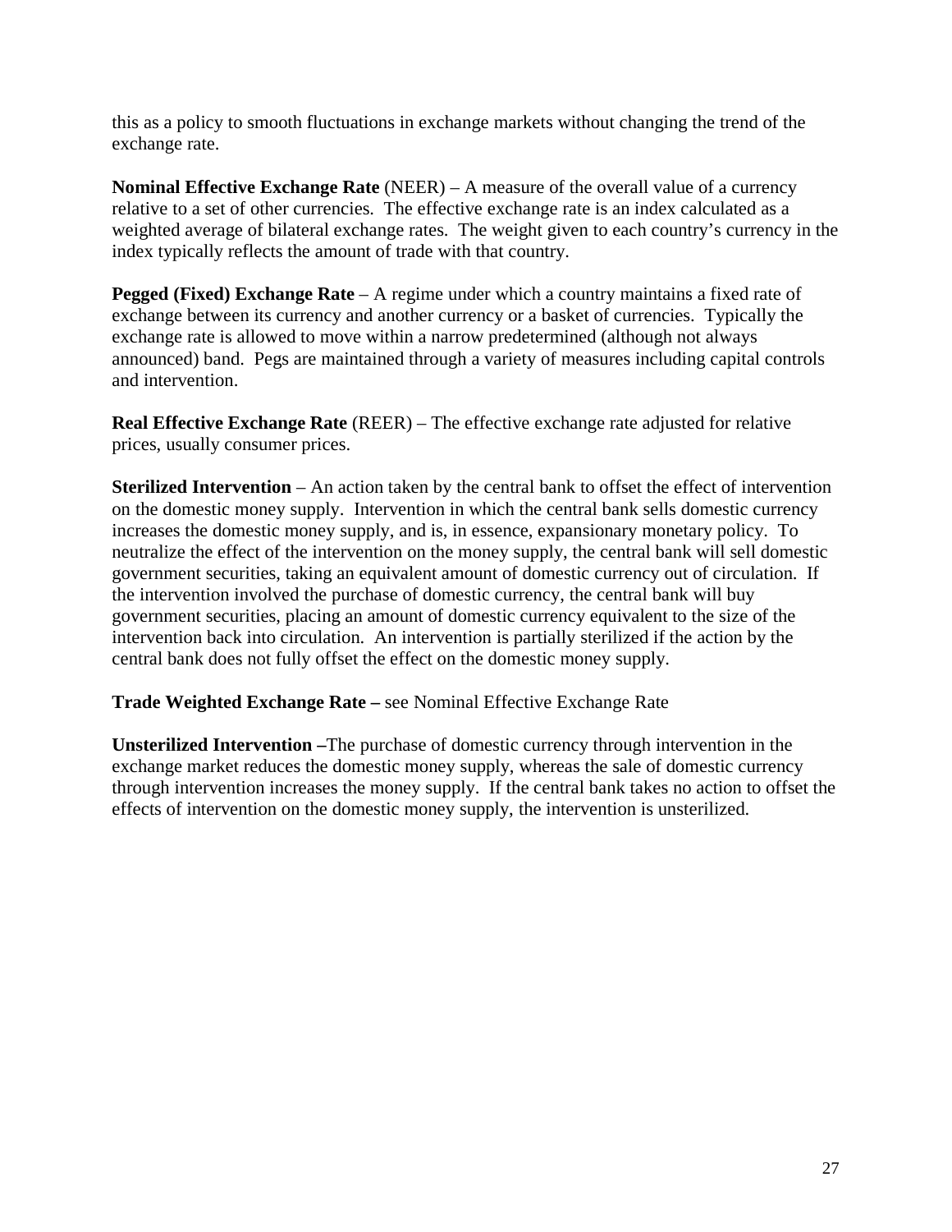this as a policy to smooth fluctuations in exchange markets without changing the trend of the exchange rate.

**Nominal Effective Exchange Rate** (NEER) – A measure of the overall value of a currency relative to a set of other currencies. The effective exchange rate is an index calculated as a weighted average of bilateral exchange rates. The weight given to each country's currency in the index typically reflects the amount of trade with that country.

**Pegged (Fixed) Exchange Rate** – A regime under which a country maintains a fixed rate of exchange between its currency and another currency or a basket of currencies. Typically the exchange rate is allowed to move within a narrow predetermined (although not always announced) band. Pegs are maintained through a variety of measures including capital controls and intervention.

**Real Effective Exchange Rate** (REER) – The effective exchange rate adjusted for relative prices, usually consumer prices.

**Sterilized Intervention** – An action taken by the central bank to offset the effect of intervention on the domestic money supply. Intervention in which the central bank sells domestic currency increases the domestic money supply, and is, in essence, expansionary monetary policy. To neutralize the effect of the intervention on the money supply, the central bank will sell domestic government securities, taking an equivalent amount of domestic currency out of circulation. If the intervention involved the purchase of domestic currency, the central bank will buy government securities, placing an amount of domestic currency equivalent to the size of the intervention back into circulation. An intervention is partially sterilized if the action by the central bank does not fully offset the effect on the domestic money supply.

**Trade Weighted Exchange Rate –** see Nominal Effective Exchange Rate

**Unsterilized Intervention –**The purchase of domestic currency through intervention in the exchange market reduces the domestic money supply, whereas the sale of domestic currency through intervention increases the money supply. If the central bank takes no action to offset the effects of intervention on the domestic money supply, the intervention is unsterilized.